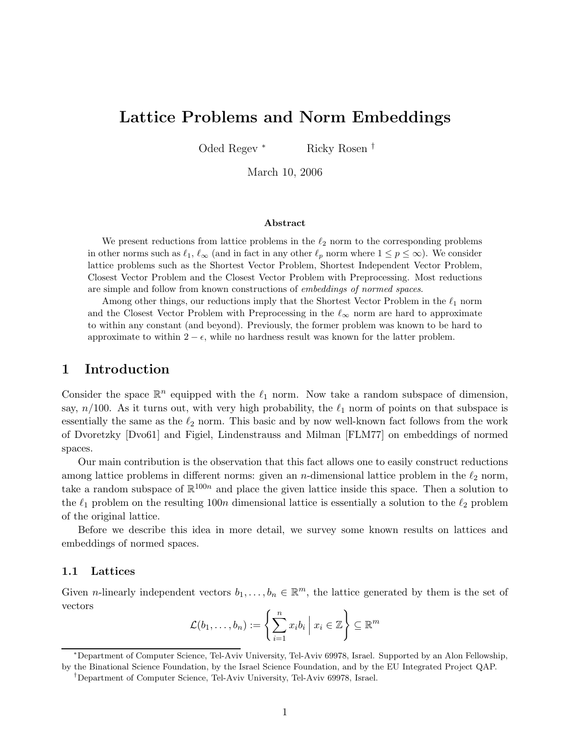# Lattice Problems and Norm Embeddings

Oded Regev [*] Ricky Rosen [†]

March 10, 2006

### Abstract

We present reductions from lattice problems in the $\ell_2$ norm to the corresponding problems in other norms such as $\ell_1$, $\ell_\infty$ (and in fact in any other $\ell_p$ norm where $1 \leq p \leq \infty$). We consider lattice problems such as the Shortest Vector Problem, Shortest Independent Vector Problem, Closest Vector Problem and the Closest Vector Problem with Preprocessing. Most reductions are simple and follow from known constructions of *embeddings of normed spaces*.

Among other things, our reductions imply that the Shortest Vector Problem in the $\ell_1$ norm and the Closest Vector Problem with Preprocessing in the $\ell_\infty$ norm are hard to approximate to within any constant (and beyond). Previously, the former problem was known to be hard to approximate to within $2 - \epsilon$, while no hardness result was known for the latter problem.

## 1 Introduction

Consider the space $\mathbb{R}^n$ equipped with the $\ell_1$ norm. Now take a random subspace of dimension, say, $n/100$. As it turns out, with very high probability, the $\ell_1$ norm of points on that subspace is essentially the same as the $\ell_2$ norm. This basic and by now well-known fact follows from the work of Dvoretzky [Dvo61] and Figiel, Lindenstrauss and Milman [FLM77] on embeddings of normed spaces.

Our main contribution is the observation that this fact allows one to easily construct reductions among lattice problems in different norms: given an $n$-dimensional lattice problem in the $\ell_2$ norm, take a random subspace of $\mathbb{R}^{100n}$ and place the given lattice inside this space. Then a solution to the $\ell_1$ problem on the resulting $100n$ dimensional lattice is essentially a solution to the $\ell_2$ problem of the original lattice.

Before we describe this idea in more detail, we survey some known results on lattices and embeddings of normed spaces.

### 1.1 Lattices

Given $n$-linearly independent vectors $b_1, \ldots, b_n \in \mathbb{R}^m$, the lattice generated by them is the set of vectors

$$\mathcal{L}(b_1, \ldots, b_n) := \left\{ \sum_{i=1}^{n} x_i b_i \;\middle|\; x_i \in \mathbb{Z} \right\} \subseteq \mathbb{R}^m$$

[*] Department of Computer Science, Tel-Aviv University, Tel-Aviv 69978, Israel. Supported by an Alon Fellowship, by the Binational Science Foundation, by the Israel Science Foundation, and by the EU Integrated Project QAP.

[†] Department of Computer Science, Tel-Aviv University, Tel-Aviv 69978, Israel.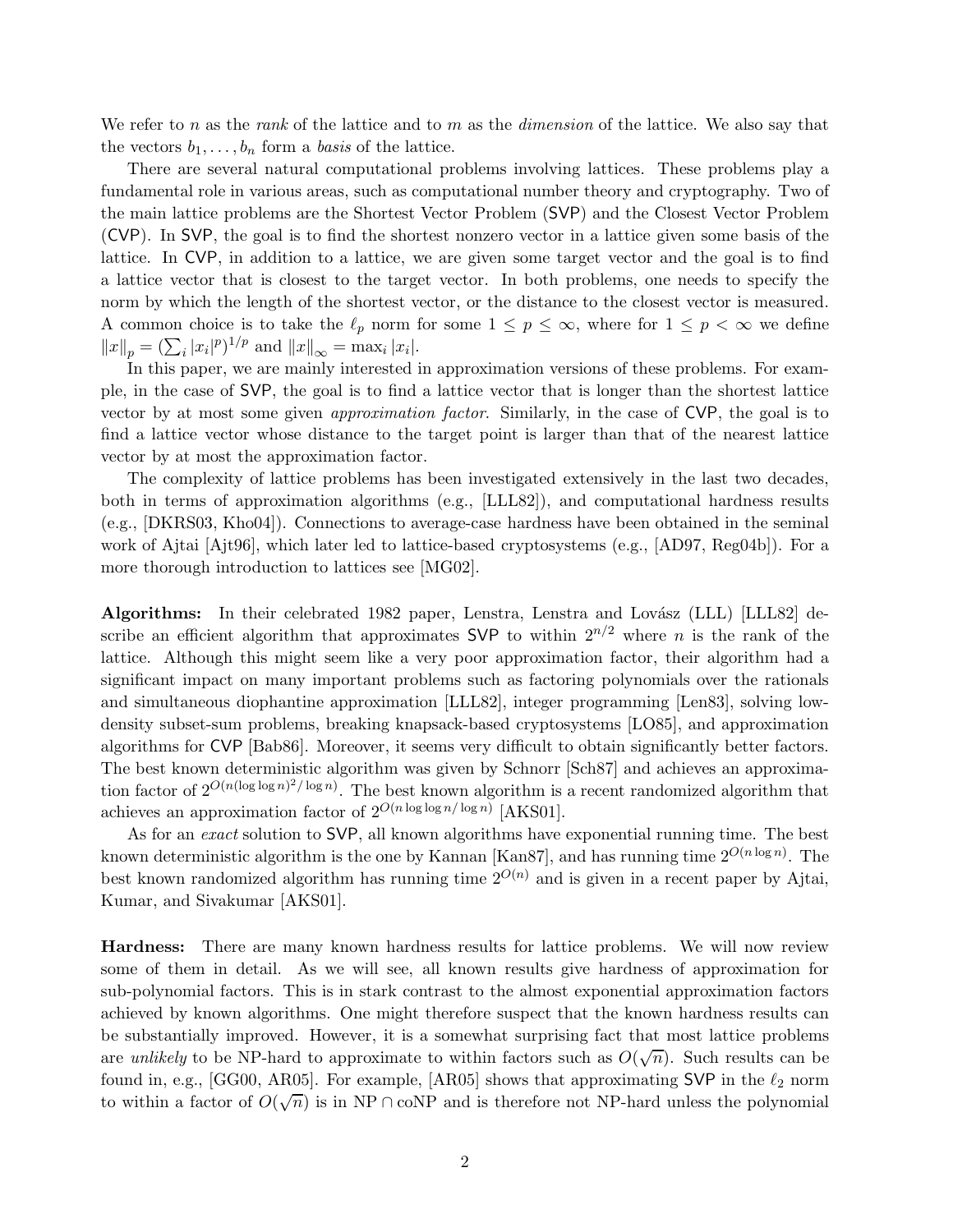We refer to $n$ as the *rank* of the lattice and to $m$ as the *dimension* of the lattice. We also say that the vectors $b_1, \dots, b_n$ form a *basis* of the lattice.

There are several natural computational problems involving lattices. These problems play a fundamental role in various areas, such as computational number theory and cryptography. Two of the main lattice problems are the Shortest Vector Problem (SVP) and the Closest Vector Problem (CVP). In SVP, the goal is to find the shortest nonzero vector in a lattice given some basis of the lattice. In CVP, in addition to a lattice, we are given some target vector and the goal is to find a lattice vector that is closest to the target vector. In both problems, one needs to specify the norm by which the length of the shortest vector, or the distance to the closest vector is measured. A common choice is to take the $\ell_p$ norm for some $1 \le p \le \infty$, where for $1 \le p < \infty$ we define $\|x\|_p = (\sum_i |x_i|^p)^{1/p}$ and $\|x\|_\infty = \max_i |x_i|$.

In this paper, we are mainly interested in approximation versions of these problems. For example, in the case of SVP, the goal is to find a lattice vector that is longer than the shortest lattice vector by at most some given *approximation factor*. Similarly, in the case of CVP, the goal is to find a lattice vector whose distance to the target point is larger than that of the nearest lattice vector by at most the approximation factor.

The complexity of lattice problems has been investigated extensively in the last two decades, both in terms of approximation algorithms (e.g., [LLL82]), and computational hardness results (e.g., [DKRS03, Kho04]). Connections to average-case hardness have been obtained in the seminal work of Ajtai [Ajt96], which later led to lattice-based cryptosystems (e.g., [AD97, Reg04b]). For a more thorough introduction to lattices see [MG02].

**Algorithms:** In their celebrated 1982 paper, Lenstra, Lenstra and Lovász (LLL) [LLL82] describe an efficient algorithm that approximates SVP to within $2^{n/2}$ where $n$ is the rank of the lattice. Although this might seem like a very poor approximation factor, their algorithm had a significant impact on many important problems such as factoring polynomials over the rationals and simultaneous diophantine approximation [LLL82], integer programming [Len83], solving low-density subset-sum problems, breaking knapsack-based cryptosystems [LO85], and approximation algorithms for CVP [Bab86]. Moreover, it seems very difficult to obtain significantly better factors. The best known deterministic algorithm was given by Schnorr [Sch87] and achieves an approximation factor of $2^{O(n(\log\log n)^2/\log n)}$. The best known algorithm is a recent randomized algorithm that achieves an approximation factor of $2^{O(n \log\log n/\log n)}$ [AKS01].

As for an *exact* solution to SVP, all known algorithms have exponential running time. The best known deterministic algorithm is the one by Kannan [Kan87], and has running time $2^{O(n\log n)}$. The best known randomized algorithm has running time $2^{O(n)}$ and is given in a recent paper by Ajtai, Kumar, and Sivakumar [AKS01].

**Hardness:** There are many known hardness results for lattice problems. We will now review some of them in detail. As we will see, all known results give hardness of approximation for sub-polynomial factors. This is in stark contrast to the almost exponential approximation factors achieved by known algorithms. One might therefore suspect that the known hardness results can be substantially improved. However, it is a somewhat surprising fact that most lattice problems are *unlikely* to be NP-hard to approximate to within factors such as $O(\sqrt{n})$. Such results can be found in, e.g., [GG00, AR05]. For example, [AR05] shows that approximating SVP in the $\ell_2$ norm to within a factor of $O(\sqrt{n})$ is in NP $\cap$ coNP and is therefore not NP-hard unless the polynomial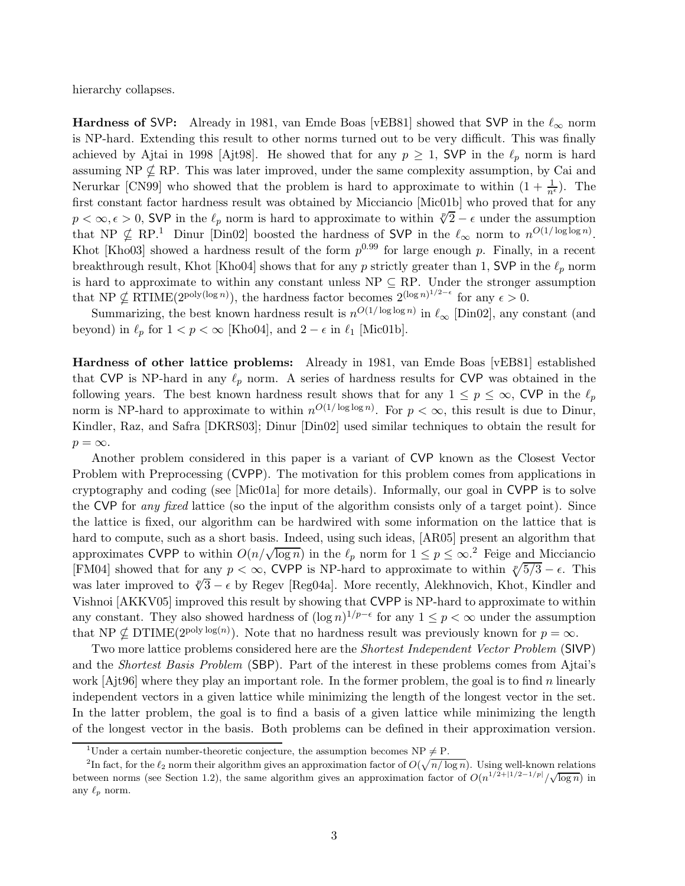hierarchy collapses.

**Hardness of SVP:** Already in 1981, van Emde Boas [vEB81] showed that SVP in the $\ell_\infty$ norm is NP-hard. Extending this result to other norms turned out to be very difficult. This was finally achieved by Ajtai in 1998 [Ajt98]. He showed that for any $p \geq 1$, SVP in the $\ell_p$ norm is hard assuming NP $\nsubseteq$ RP. This was later improved, under the same complexity assumption, by Cai and Nerurkar [CN99] who showed that the problem is hard to approximate to within $(1 + \frac{1}{n^\epsilon})$. The first constant factor hardness result was obtained by Micciancio [Mic01b] who proved that for any $p < \infty, \epsilon > 0$, SVP in the $\ell_p$ norm is hard to approximate to within $\sqrt[p]{2} - \epsilon$ under the assumption that NP $\nsubseteq$ RP.[1] Dinur [Din02] boosted the hardness of SVP in the $\ell_\infty$ norm to $n^{O(1/\log\log n)}$. Khot [Kho03] showed a hardness result of the form $p^{0.99}$ for large enough $p$. Finally, in a recent breakthrough result, Khot [Kho04] shows that for any $p$ strictly greater than 1, SVP in the $\ell_p$ norm is hard to approximate to within any constant unless NP $\subseteq$ RP. Under the stronger assumption that NP $\nsubseteq$ RTIME$(2^{\text{poly}(\log n)})$, the hardness factor becomes $2^{(\log n)^{1/2-\epsilon}}$ for any $\epsilon > 0$.

Summarizing, the best known hardness result is $n^{O(1/\log\log n)}$ in $\ell_\infty$ [Din02], any constant (and beyond) in $\ell_p$ for $1 < p < \infty$ [Kho04], and $2 - \epsilon$ in $\ell_1$ [Mic01b].

**Hardness of other lattice problems:** Already in 1981, van Emde Boas [vEB81] established that CVP is NP-hard in any $\ell_p$ norm. A series of hardness results for CVP was obtained in the following years. The best known hardness result shows that for any $1 \leq p \leq \infty$, CVP in the $\ell_p$ norm is NP-hard to approximate to within $n^{O(1/\log\log n)}$. For $p < \infty$, this result is due to Dinur, Kindler, Raz, and Safra [DKRS03]; Dinur [Din02] used similar techniques to obtain the result for $p = \infty$.

Another problem considered in this paper is a variant of CVP known as the Closest Vector Problem with Preprocessing (CVPP). The motivation for this problem comes from applications in cryptography and coding (see [Mic01a] for more details). Informally, our goal in CVPP is to solve the CVP for *any fixed* lattice (so the input of the algorithm consists only of a target point). Since the lattice is fixed, our algorithm can be hardwired with some information on the lattice that is hard to compute, such as a short basis. Indeed, using such ideas, [AR05] present an algorithm that approximates CVPP to within $O(n/\sqrt{\log n})$ in the $\ell_p$ norm for $1 \leq p \leq \infty$.[2] Feige and Micciancio [FM04] showed that for any $p < \infty$, CVPP is NP-hard to approximate to within $\sqrt[p]{5/3} - \epsilon$. This was later improved to $\sqrt[p]{3} - \epsilon$ by Regev [Reg04a]. More recently, Alekhnovich, Khot, Kindler and Vishnoi [AKKV05] improved this result by showing that CVPP is NP-hard to approximate to within any constant. They also showed hardness of $(\log n)^{1/p-\epsilon}$ for any $1 \leq p < \infty$ under the assumption that NP $\nsubseteq$ DTIME$(2^{\text{poly}\log(n)})$. Note that no hardness result was previously known for $p = \infty$.

Two more lattice problems considered here are the *Shortest Independent Vector Problem* (SIVP) and the *Shortest Basis Problem* (SBP). Part of the interest in these problems comes from Ajtai's work [Ajt96] where they play an important role. In the former problem, the goal is to find $n$ linearly independent vectors in a given lattice while minimizing the length of the longest vector in the set. In the latter problem, the goal is to find a basis of a given lattice while minimizing the length of the longest vector in the basis. Both problems can be defined in their approximation version.

---

[1] Under a certain number-theoretic conjecture, the assumption becomes NP $\neq$ P.

[2] In fact, for the $\ell_2$ norm their algorithm gives an approximation factor of $O(\sqrt{n/\log n})$. Using well-known relations between norms (see Section 1.2), the same algorithm gives an approximation factor of $O(n^{1/2+|1/2-1/p|}/\sqrt{\log n})$ in any $\ell_p$ norm.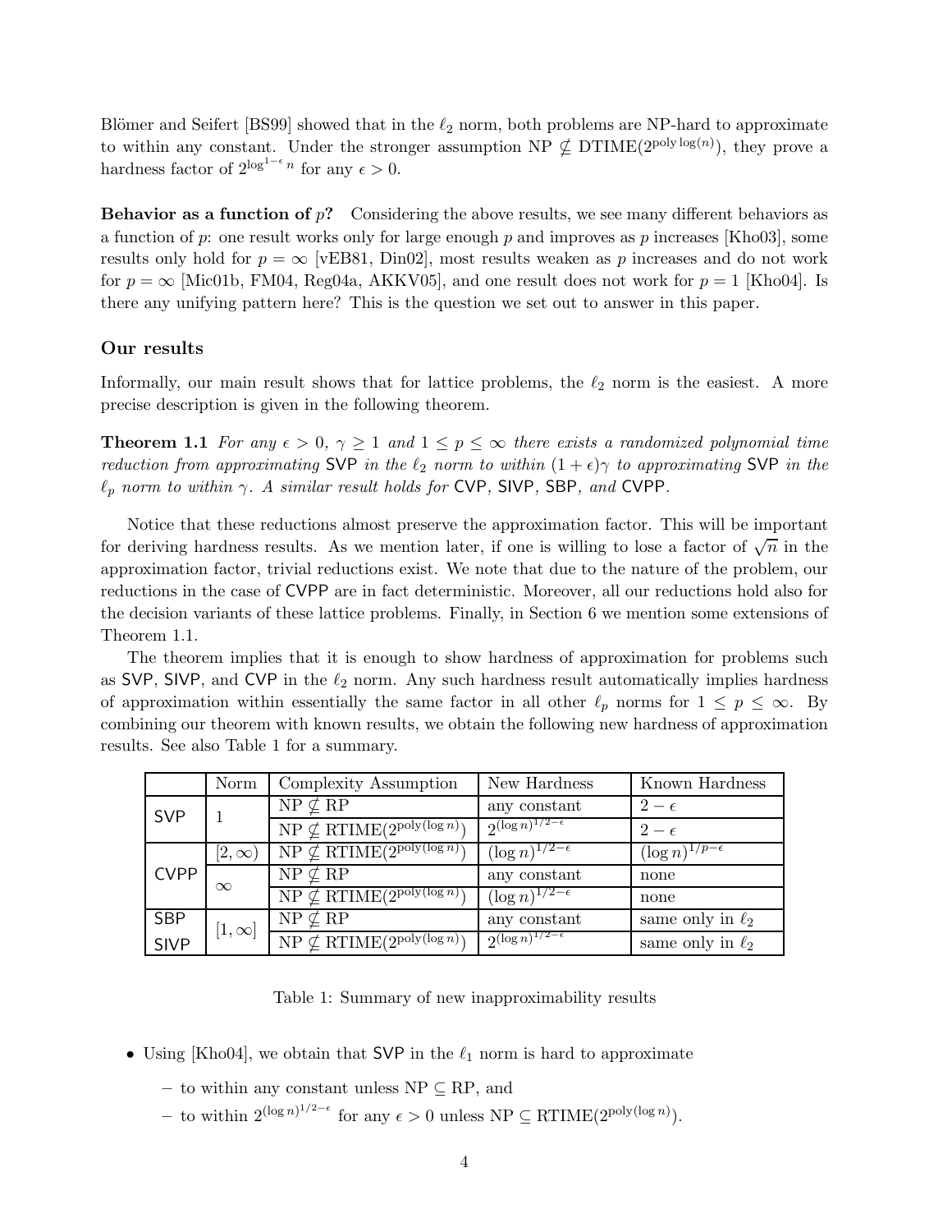Blömer and Seifert [BS99] showed that in the $\ell_2$ norm, both problems are NP-hard to approximate to within any constant. Under the stronger assumption NP $\not\subseteq$ DTIME($2^{\text{poly}\log(n)}$), they prove a hardness factor of $2^{\log^{1-\epsilon} n}$ for any $\epsilon > 0$.

**Behavior as a function of $p$?** Considering the above results, we see many different behaviors as a function of $p$: one result works only for large enough $p$ and improves as $p$ increases [Kho03], some results only hold for $p = \infty$ [vEB81, Din02], most results weaken as $p$ increases and do not work for $p = \infty$ [Mic01b, FM04, Reg04a, AKKV05], and one result does not work for $p = 1$ [Kho04]. Is there any unifying pattern here? This is the question we set out to answer in this paper.

### Our results

Informally, our main result shows that for lattice problems, the $\ell_2$ norm is the easiest. A more precise description is given in the following theorem.

**Theorem 1.1** *For any $\epsilon > 0$, $\gamma \geq 1$ and $1 \leq p \leq \infty$ there exists a randomized polynomial time reduction from approximating* SVP *in the $\ell_2$ norm to within $(1 + \epsilon)\gamma$ to approximating* SVP *in the $\ell_p$ norm to within $\gamma$. A similar result holds for* CVP*,* SIVP*,* SBP*, and* CVPP*.*

Notice that these reductions almost preserve the approximation factor. This will be important for deriving hardness results. As we mention later, if one is willing to lose a factor of $\sqrt{n}$ in the approximation factor, trivial reductions exist. We note that due to the nature of the problem, our reductions in the case of CVPP are in fact deterministic. Moreover, all our reductions hold also for the decision variants of these lattice problems. Finally, in Section 6 we mention some extensions of Theorem 1.1.

The theorem implies that it is enough to show hardness of approximation for problems such as SVP, SIVP, and CVP in the $\ell_2$ norm. Any such hardness result automatically implies hardness of approximation within essentially the same factor in all other $\ell_p$ norms for $1 \leq p \leq \infty$. By combining our theorem with known results, we obtain the following new hardness of approximation results. See also Table 1 for a summary.

| | Norm | Complexity Assumption | New Hardness | Known Hardness |
|---|---|---|---|---|
| SVP | 1 | NP $\not\subseteq$ RP | any constant | $2 - \epsilon$ |
| | | NP $\not\subseteq$ RTIME($2^{\text{poly}(\log n)}$) | $2^{(\log n)^{1/2-\epsilon}}$ | $2 - \epsilon$ |
| CVPP | $[2, \infty)$ | NP $\not\subseteq$ RTIME($2^{\text{poly}(\log n)}$) | $(\log n)^{1/2-\epsilon}$ | $(\log n)^{1/p-\epsilon}$ |
| | $\infty$ | NP $\not\subseteq$ RP | any constant | none |
| | | NP $\not\subseteq$ RTIME($2^{\text{poly}(\log n)}$) | $(\log n)^{1/2-\epsilon}$ | none |
| SBP | $[1, \infty]$ | NP $\not\subseteq$ RP | any constant | same only in $\ell_2$ |
| SIVP | | NP $\not\subseteq$ RTIME($2^{\text{poly}(\log n)}$) | $2^{(\log n)^{1/2-\epsilon}}$ | same only in $\ell_2$ |

Table 1: Summary of new inapproximability results

- Using [Kho04], we obtain that SVP in the $\ell_1$ norm is hard to approximate
  - to within any constant unless NP $\subseteq$ RP, and
  - to within $2^{(\log n)^{1/2-\epsilon}}$ for any $\epsilon > 0$ unless NP $\subseteq$ RTIME($2^{\text{poly}(\log n)}$).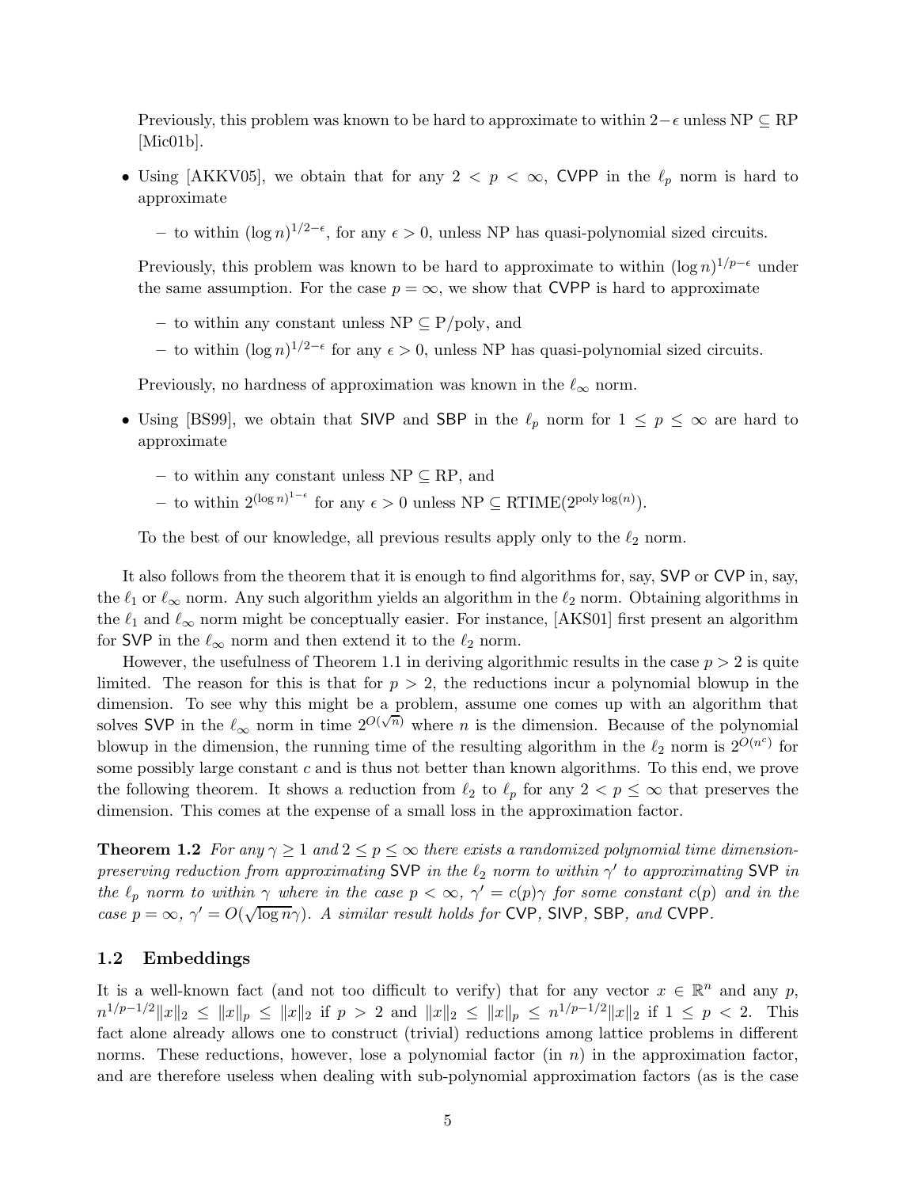Previously, this problem was known to be hard to approximate to within $2-\epsilon$ unless NP $\subseteq$ RP [Mic01b].

- Using [AKKV05], we obtain that for any $2 < p < \infty$, CVPP in the $\ell_p$ norm is hard to approximate
  - to within $(\log n)^{1/2-\epsilon}$, for any $\epsilon > 0$, unless NP has quasi-polynomial sized circuits.

  Previously, this problem was known to be hard to approximate to within $(\log n)^{1/p-\epsilon}$ under the same assumption. For the case $p = \infty$, we show that CVPP is hard to approximate
  - to within any constant unless NP $\subseteq$ P/poly, and
  - to within $(\log n)^{1/2-\epsilon}$ for any $\epsilon > 0$, unless NP has quasi-polynomial sized circuits.

  Previously, no hardness of approximation was known in the $\ell_\infty$ norm.

- Using [BS99], we obtain that SIVP and SBP in the $\ell_p$ norm for $1 \leq p \leq \infty$ are hard to approximate
  - to within any constant unless NP $\subseteq$ RP, and
  - to within $2^{(\log n)^{1-\epsilon}}$ for any $\epsilon > 0$ unless NP $\subseteq$ RTIME($2^{\text{poly}\log(n)}$).

  To the best of our knowledge, all previous results apply only to the $\ell_2$ norm.

It also follows from the theorem that it is enough to find algorithms for, say, SVP or CVP in, say, the $\ell_1$ or $\ell_\infty$ norm. Any such algorithm yields an algorithm in the $\ell_2$ norm. Obtaining algorithms in the $\ell_1$ and $\ell_\infty$ norm might be conceptually easier. For instance, [AKS01] first present an algorithm for SVP in the $\ell_\infty$ norm and then extend it to the $\ell_2$ norm.

However, the usefulness of Theorem 1.1 in deriving algorithmic results in the case $p > 2$ is quite limited. The reason for this is that for $p > 2$, the reductions incur a polynomial blowup in the dimension. To see why this might be a problem, assume one comes up with an algorithm that solves SVP in the $\ell_\infty$ norm in time $2^{O(\sqrt{n})}$ where $n$ is the dimension. Because of the polynomial blowup in the dimension, the running time of the resulting algorithm in the $\ell_2$ norm is $2^{O(n^c)}$ for some possibly large constant $c$ and is thus not better than known algorithms. To this end, we prove the following theorem. It shows a reduction from $\ell_2$ to $\ell_p$ for any $2 < p \leq \infty$ that preserves the dimension. This comes at the expense of a small loss in the approximation factor.

**Theorem 1.2** *For any $\gamma \geq 1$ and $2 \leq p \leq \infty$ there exists a randomized polynomial time dimension-preserving reduction from approximating SVP in the $\ell_2$ norm to within $\gamma'$ to approximating SVP in the $\ell_p$ norm to within $\gamma$ where in the case $p < \infty$, $\gamma' = c(p)\gamma$ for some constant $c(p)$ and in the case $p = \infty$, $\gamma' = O(\sqrt{\log n}\gamma)$. A similar result holds for CVP, SIVP, SBP, and CVPP.*

## 1.2 Embeddings

It is a well-known fact (and not too difficult to verify) that for any vector $x \in \mathbb{R}^n$ and any $p$, $n^{1/p-1/2}\|x\|_2 \leq \|x\|_p \leq \|x\|_2$ if $p > 2$ and $\|x\|_2 \leq \|x\|_p \leq n^{1/p-1/2}\|x\|_2$ if $1 \leq p < 2$. This fact alone already allows one to construct (trivial) reductions among lattice problems in different norms. These reductions, however, lose a polynomial factor (in $n$) in the approximation factor, and are therefore useless when dealing with sub-polynomial approximation factors (as is the case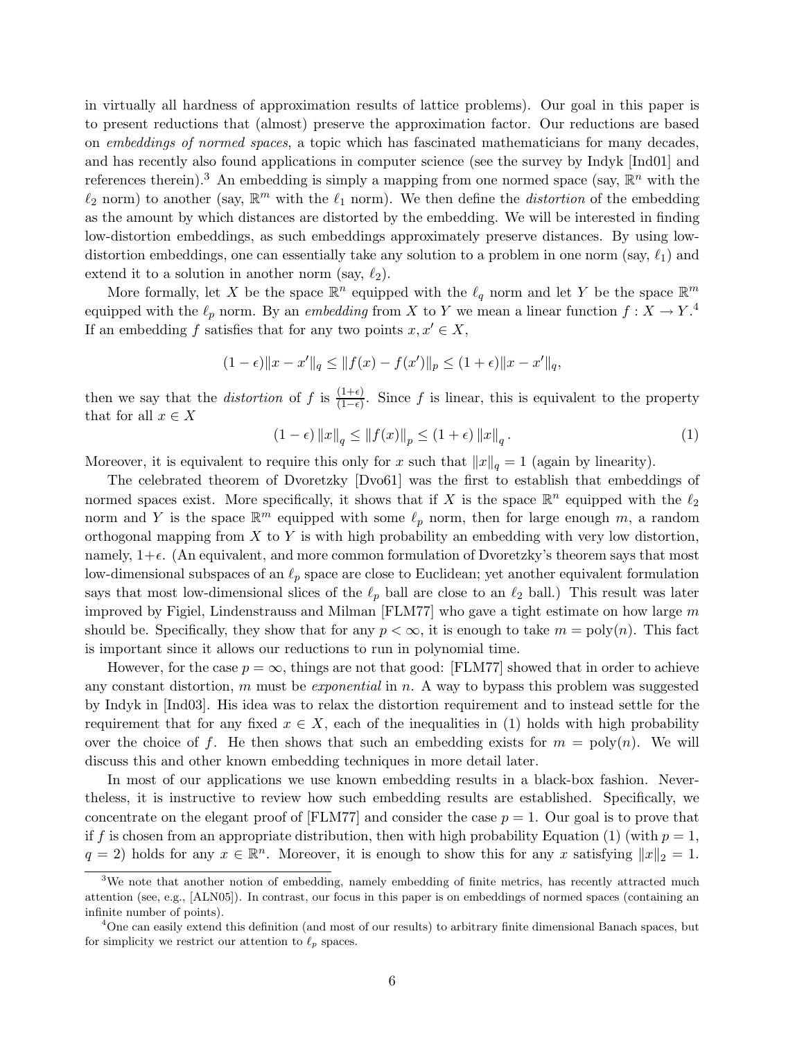in virtually all hardness of approximation results of lattice problems). Our goal in this paper is to present reductions that (almost) preserve the approximation factor. Our reductions are based on *embeddings of normed spaces*, a topic which has fascinated mathematicians for many decades, and has recently also found applications in computer science (see the survey by Indyk [Ind01] and references therein).[3] An embedding is simply a mapping from one normed space (say, $\mathbb{R}^n$ with the $\ell_2$ norm) to another (say, $\mathbb{R}^m$ with the $\ell_1$ norm). We then define the *distortion* of the embedding as the amount by which distances are distorted by the embedding. We will be interested in finding low-distortion embeddings, as such embeddings approximately preserve distances. By using low-distortion embeddings, one can essentially take any solution to a problem in one norm (say, $\ell_1$) and extend it to a solution in another norm (say, $\ell_2$).

More formally, let $X$ be the space $\mathbb{R}^n$ equipped with the $\ell_q$ norm and let $Y$ be the space $\mathbb{R}^m$ equipped with the $\ell_p$ norm. By an *embedding* from $X$ to $Y$ we mean a linear function $f : X \to Y$.[4] If an embedding $f$ satisfies that for any two points $x, x' \in X$,

$$(1-\epsilon)\|x - x'\|_q \leq \|f(x) - f(x')\|_p \leq (1+\epsilon)\|x - x'\|_q,$$

then we say that the *distortion* of $f$ is $\frac{(1+\epsilon)}{(1-\epsilon)}$. Since $f$ is linear, this is equivalent to the property that for all $x \in X$

$$(1-\epsilon)\|x\|_q \leq \|f(x)\|_p \leq (1+\epsilon)\|x\|_q . \tag{1}$$

Moreover, it is equivalent to require this only for $x$ such that $\|x\|_q = 1$ (again by linearity).

The celebrated theorem of Dvoretzky [Dvo61] was the first to establish that embeddings of normed spaces exist. More specifically, it shows that if $X$ is the space $\mathbb{R}^n$ equipped with the $\ell_2$ norm and $Y$ is the space $\mathbb{R}^m$ equipped with some $\ell_p$ norm, then for large enough $m$, a random orthogonal mapping from $X$ to $Y$ is with high probability an embedding with very low distortion, namely, $1+\epsilon$. (An equivalent, and more common formulation of Dvoretzky's theorem says that most low-dimensional subspaces of an $\ell_p$ space are close to Euclidean; yet another equivalent formulation says that most low-dimensional slices of the $\ell_p$ ball are close to an $\ell_2$ ball.) This result was later improved by Figiel, Lindenstrauss and Milman [FLM77] who gave a tight estimate on how large $m$ should be. Specifically, they show that for any $p < \infty$, it is enough to take $m = \text{poly}(n)$. This fact is important since it allows our reductions to run in polynomial time.

However, for the case $p = \infty$, things are not that good: [FLM77] showed that in order to achieve any constant distortion, $m$ must be *exponential* in $n$. A way to bypass this problem was suggested by Indyk in [Ind03]. His idea was to relax the distortion requirement and to instead settle for the requirement that for any fixed $x \in X$, each of the inequalities in (1) holds with high probability over the choice of $f$. He then shows that such an embedding exists for $m = \text{poly}(n)$. We will discuss this and other known embedding techniques in more detail later.

In most of our applications we use known embedding results in a black-box fashion. Nevertheless, it is instructive to review how such embedding results are established. Specifically, we concentrate on the elegant proof of [FLM77] and consider the case $p = 1$. Our goal is to prove that if $f$ is chosen from an appropriate distribution, then with high probability Equation (1) (with $p = 1$, $q = 2$) holds for any $x \in \mathbb{R}^n$. Moreover, it is enough to show this for any $x$ satisfying $\|x\|_2 = 1$.

---

[3] We note that another notion of embedding, namely embedding of finite metrics, has recently attracted much attention (see, e.g., [ALN05]). In contrast, our focus in this paper is on embeddings of normed spaces (containing an infinite number of points).

[4] One can easily extend this definition (and most of our results) to arbitrary finite dimensional Banach spaces, but for simplicity we restrict our attention to $\ell_p$ spaces.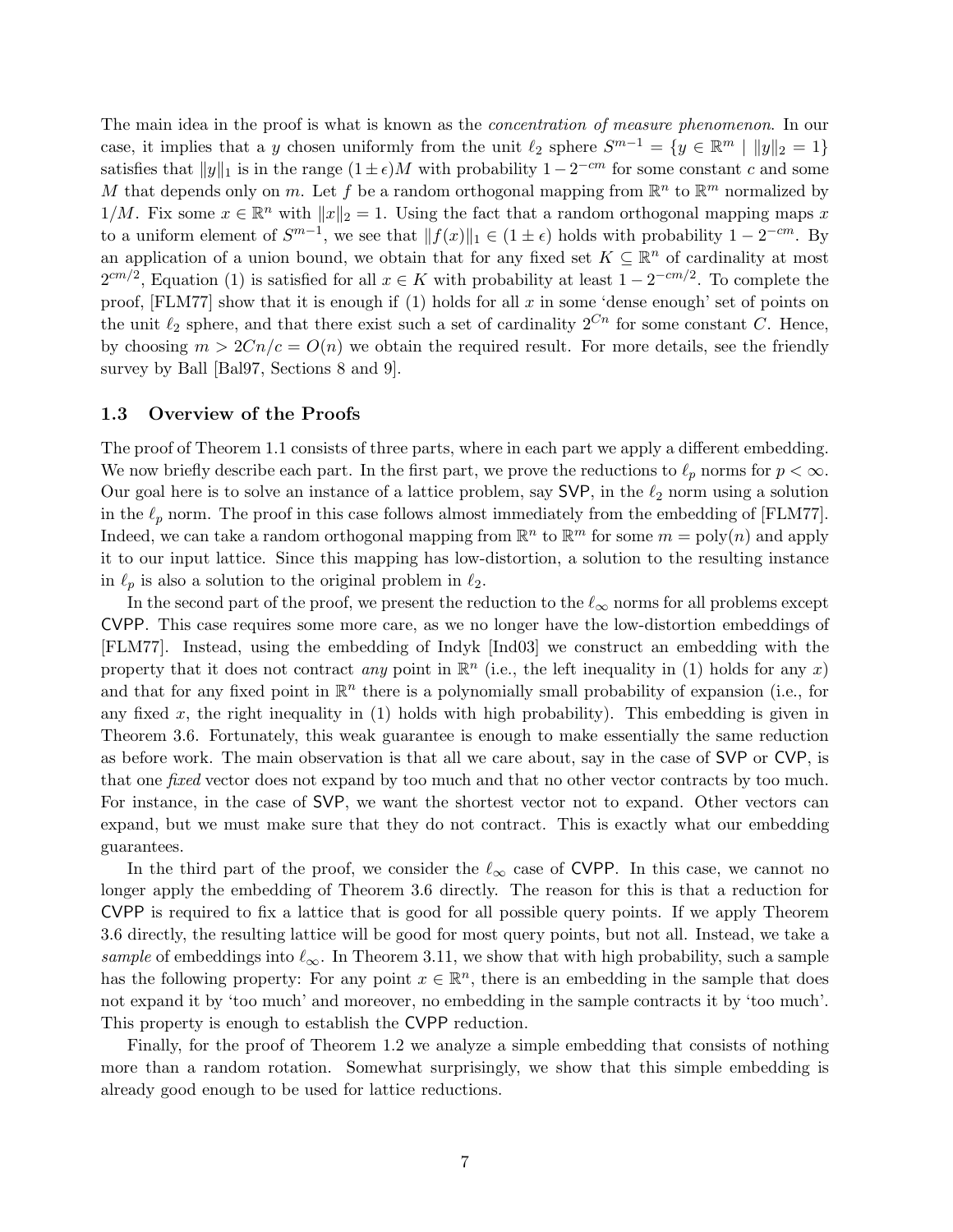The main idea in the proof is what is known as the *concentration of measure phenomenon*. In our case, it implies that a $y$ chosen uniformly from the unit $\ell_2$ sphere $S^{m-1} = \{y \in \mathbb{R}^m \mid \|y\|_2 = 1\}$ satisfies that $\|y\|_1$ is in the range $(1 \pm \epsilon)M$ with probability $1 - 2^{-cm}$ for some constant $c$ and some $M$ that depends only on $m$. Let $f$ be a random orthogonal mapping from $\mathbb{R}^n$ to $\mathbb{R}^m$ normalized by $1/M$. Fix some $x \in \mathbb{R}^n$ with $\|x\|_2 = 1$. Using the fact that a random orthogonal mapping maps $x$ to a uniform element of $S^{m-1}$, we see that $\|f(x)\|_1 \in (1 \pm \epsilon)$ holds with probability $1 - 2^{-cm}$. By an application of a union bound, we obtain that for any fixed set $K \subseteq \mathbb{R}^n$ of cardinality at most $2^{cm/2}$, Equation (1) is satisfied for all $x \in K$ with probability at least $1 - 2^{-cm/2}$. To complete the proof, [FLM77] show that it is enough if (1) holds for all $x$ in some 'dense enough' set of points on the unit $\ell_2$ sphere, and that there exist such a set of cardinality $2^{Cn}$ for some constant $C$. Hence, by choosing $m > 2Cn/c = O(n)$ we obtain the required result. For more details, see the friendly survey by Ball [Bal97, Sections 8 and 9].

### 1.3 Overview of the Proofs

The proof of Theorem 1.1 consists of three parts, where in each part we apply a different embedding. We now briefly describe each part. In the first part, we prove the reductions to $\ell_p$ norms for $p < \infty$. Our goal here is to solve an instance of a lattice problem, say SVP, in the $\ell_2$ norm using a solution in the $\ell_p$ norm. The proof in this case follows almost immediately from the embedding of [FLM77]. Indeed, we can take a random orthogonal mapping from $\mathbb{R}^n$ to $\mathbb{R}^m$ for some $m = \text{poly}(n)$ and apply it to our input lattice. Since this mapping has low-distortion, a solution to the resulting instance in $\ell_p$ is also a solution to the original problem in $\ell_2$.

In the second part of the proof, we present the reduction to the $\ell_\infty$ norms for all problems except CVPP. This case requires some more care, as we no longer have the low-distortion embeddings of [FLM77]. Instead, using the embedding of Indyk [Ind03] we construct an embedding with the property that it does not contract *any* point in $\mathbb{R}^n$ (i.e., the left inequality in (1) holds for any $x$) and that for any fixed point in $\mathbb{R}^n$ there is a polynomially small probability of expansion (i.e., for any fixed $x$, the right inequality in (1) holds with high probability). This embedding is given in Theorem 3.6. Fortunately, this weak guarantee is enough to make essentially the same reduction as before work. The main observation is that all we care about, say in the case of SVP or CVP, is that one *fixed* vector does not expand by too much and that no other vector contracts by too much. For instance, in the case of SVP, we want the shortest vector not to expand. Other vectors can expand, but we must make sure that they do not contract. This is exactly what our embedding guarantees.

In the third part of the proof, we consider the $\ell_\infty$ case of CVPP. In this case, we cannot no longer apply the embedding of Theorem 3.6 directly. The reason for this is that a reduction for CVPP is required to fix a lattice that is good for all possible query points. If we apply Theorem 3.6 directly, the resulting lattice will be good for most query points, but not all. Instead, we take a *sample* of embeddings into $\ell_\infty$. In Theorem 3.11, we show that with high probability, such a sample has the following property: For any point $x \in \mathbb{R}^n$, there is an embedding in the sample that does not expand it by 'too much' and moreover, no embedding in the sample contracts it by 'too much'. This property is enough to establish the CVPP reduction.

Finally, for the proof of Theorem 1.2 we analyze a simple embedding that consists of nothing more than a random rotation. Somewhat surprisingly, we show that this simple embedding is already good enough to be used for lattice reductions.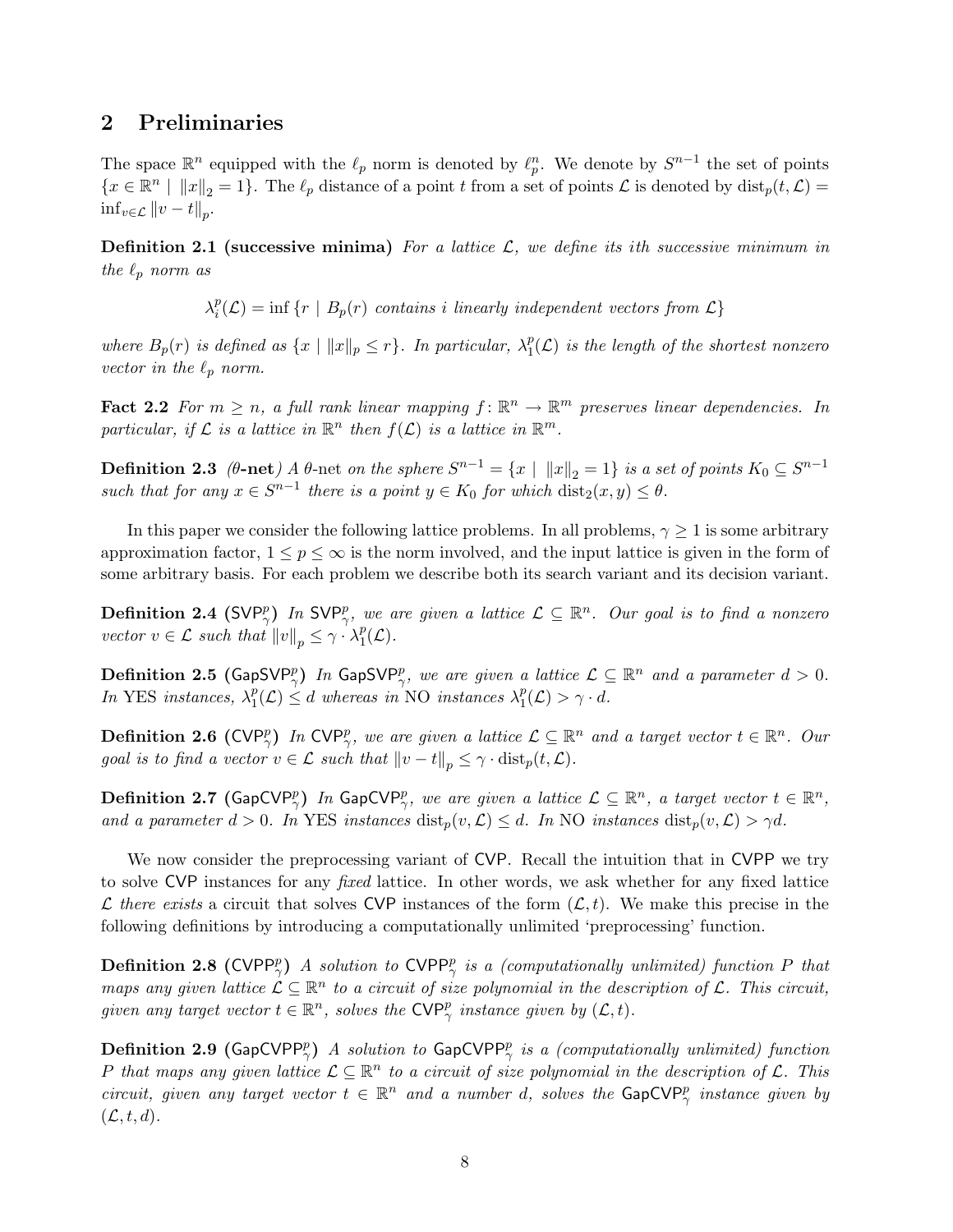## 2 Preliminaries

The space $\mathbb{R}^n$ equipped with the $\ell_p$ norm is denoted by $\ell_p^n$. We denote by $S^{n-1}$ the set of points $\{x \in \mathbb{R}^n \mid \|x\|_2 = 1\}$. The $\ell_p$ distance of a point $t$ from a set of points $\mathcal{L}$ is denoted by $\mathrm{dist}_p(t, \mathcal{L}) = \inf_{v \in \mathcal{L}} \|v - t\|_p$.

**Definition 2.1 (successive minima)** *For a lattice $\mathcal{L}$, we define its ith successive minimum in the $\ell_p$ norm as*

$$\lambda_i^p(\mathcal{L}) = \inf \{r \mid B_p(r) \text{ contains } i \text{ linearly independent vectors from } \mathcal{L}\}$$

*where $B_p(r)$ is defined as $\{x \mid \|x\|_p \leq r\}$. In particular, $\lambda_1^p(\mathcal{L})$ is the length of the shortest nonzero vector in the $\ell_p$ norm.*

**Fact 2.2** *For $m \geq n$, a full rank linear mapping $f\colon \mathbb{R}^n \to \mathbb{R}^m$ preserves linear dependencies. In particular, if $\mathcal{L}$ is a lattice in $\mathbb{R}^n$ then $f(\mathcal{L})$ is a lattice in $\mathbb{R}^m$.*

**Definition 2.3** *($\theta$-net) A $\theta$-net on the sphere $S^{n-1} = \{x \mid \|x\|_2 = 1\}$ is a set of points $K_0 \subseteq S^{n-1}$ such that for any $x \in S^{n-1}$ there is a point $y \in K_0$ for which $\mathrm{dist}_2(x, y) \leq \theta$.*

In this paper we consider the following lattice problems. In all problems, $\gamma \geq 1$ is some arbitrary approximation factor, $1 \leq p \leq \infty$ is the norm involved, and the input lattice is given in the form of some arbitrary basis. For each problem we describe both its search variant and its decision variant.

**Definition 2.4 ($\mathsf{SVP}_\gamma^p$)** *In $\mathsf{SVP}_\gamma^p$, we are given a lattice $\mathcal{L} \subseteq \mathbb{R}^n$. Our goal is to find a nonzero vector $v \in \mathcal{L}$ such that $\|v\|_p \leq \gamma \cdot \lambda_1^p(\mathcal{L})$.*

**Definition 2.5 ($\mathsf{GapSVP}_\gamma^p$)** *In $\mathsf{GapSVP}_\gamma^p$, we are given a lattice $\mathcal{L} \subseteq \mathbb{R}^n$ and a parameter $d > 0$. In* YES *instances, $\lambda_1^p(\mathcal{L}) \leq d$ whereas in* NO *instances $\lambda_1^p(\mathcal{L}) > \gamma \cdot d$.*

**Definition 2.6 ($\mathsf{CVP}_\gamma^p$)** *In $\mathsf{CVP}_\gamma^p$, we are given a lattice $\mathcal{L} \subseteq \mathbb{R}^n$ and a target vector $t \in \mathbb{R}^n$. Our goal is to find a vector $v \in \mathcal{L}$ such that $\|v - t\|_p \leq \gamma \cdot \mathrm{dist}_p(t, \mathcal{L})$.*

**Definition 2.7 ($\mathsf{GapCVP}_\gamma^p$)** *In $\mathsf{GapCVP}_\gamma^p$, we are given a lattice $\mathcal{L} \subseteq \mathbb{R}^n$, a target vector $t \in \mathbb{R}^n$, and a parameter $d > 0$. In* YES *instances $\mathrm{dist}_p(v, \mathcal{L}) \leq d$. In* NO *instances $\mathrm{dist}_p(v, \mathcal{L}) > \gamma d$.*

We now consider the preprocessing variant of $\mathsf{CVP}$. Recall the intuition that in $\mathsf{CVPP}$ we try to solve $\mathsf{CVP}$ instances for any *fixed* lattice. In other words, we ask whether for any fixed lattice $\mathcal{L}$ *there exists* a circuit that solves $\mathsf{CVP}$ instances of the form $(\mathcal{L}, t)$. We make this precise in the following definitions by introducing a computationally unlimited 'preprocessing' function.

**Definition 2.8 ($\mathsf{CVPP}_\gamma^p$)** *A solution to $\mathsf{CVPP}_\gamma^p$ is a (computationally unlimited) function $P$ that maps any given lattice $\mathcal{L} \subseteq \mathbb{R}^n$ to a circuit of size polynomial in the description of $\mathcal{L}$. This circuit, given any target vector $t \in \mathbb{R}^n$, solves the $\mathsf{CVP}_\gamma^p$ instance given by $(\mathcal{L}, t)$.*

**Definition 2.9 ($\mathsf{GapCVPP}_\gamma^p$)** *A solution to $\mathsf{GapCVPP}_\gamma^p$ is a (computationally unlimited) function $P$ that maps any given lattice $\mathcal{L} \subseteq \mathbb{R}^n$ to a circuit of size polynomial in the description of $\mathcal{L}$. This circuit, given any target vector $t \in \mathbb{R}^n$ and a number $d$, solves the $\mathsf{GapCVP}_\gamma^p$ instance given by $(\mathcal{L}, t, d)$.*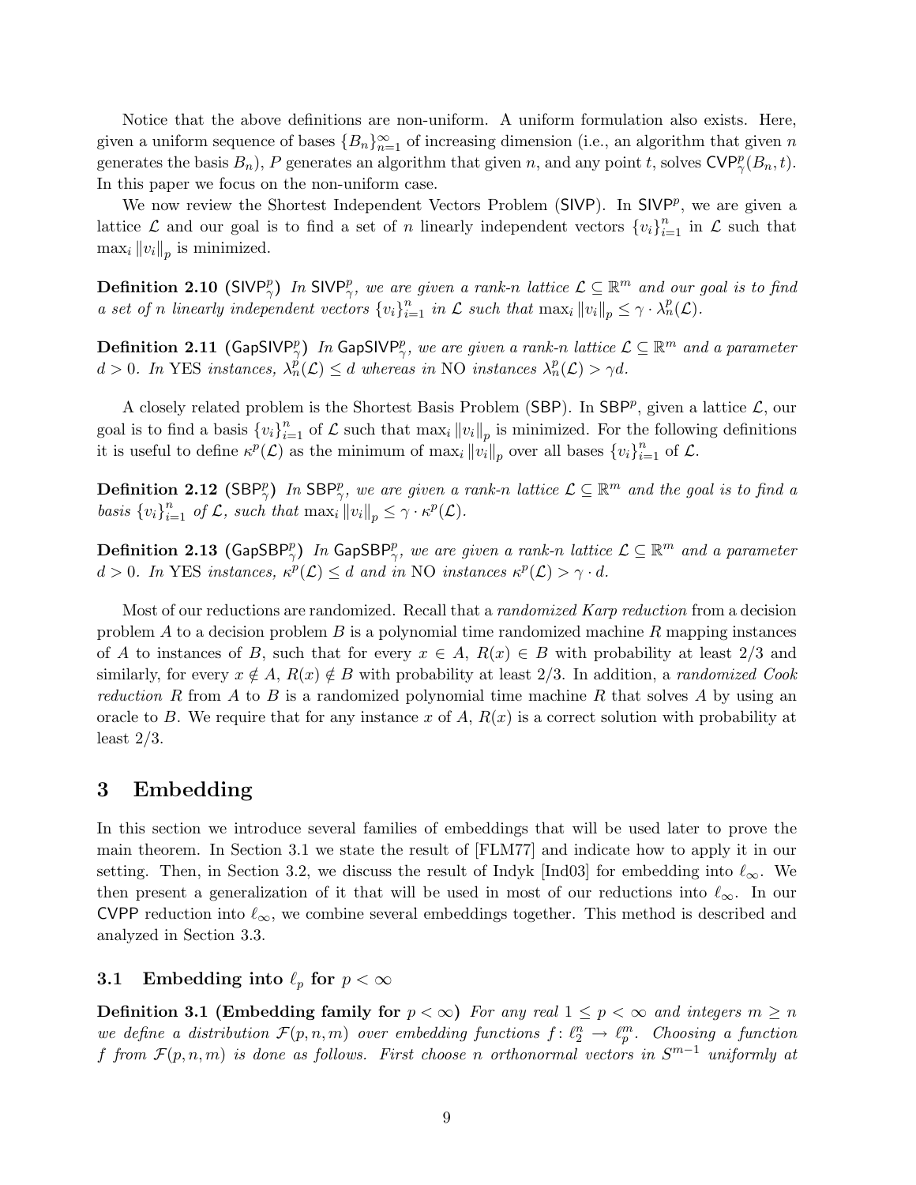Notice that the above definitions are non-uniform. A uniform formulation also exists. Here, given a uniform sequence of bases $\{B_n\}_{n=1}^{\infty}$ of increasing dimension (i.e., an algorithm that given $n$ generates the basis $B_n$), $P$ generates an algorithm that given $n$, and any point $t$, solves $\mathsf{CVP}_\gamma^p(B_n, t)$. In this paper we focus on the non-uniform case.

We now review the Shortest Independent Vectors Problem (SIVP). In $\mathsf{SIVP}^p$, we are given a lattice $\mathcal{L}$ and our goal is to find a set of $n$ linearly independent vectors $\{v_i\}_{i=1}^n$ in $\mathcal{L}$ such that $\max_i \|v_i\|_p$ is minimized.

**Definition 2.10** ($\mathsf{SIVP}_\gamma^p$) *In $\mathsf{SIVP}_\gamma^p$, we are given a rank-$n$ lattice $\mathcal{L} \subseteq \mathbb{R}^m$ and our goal is to find a set of $n$ linearly independent vectors $\{v_i\}_{i=1}^n$ in $\mathcal{L}$ such that $\max_i \|v_i\|_p \leq \gamma \cdot \lambda_n^p(\mathcal{L})$.*

**Definition 2.11** ($\mathsf{GapSIVP}_\gamma^p$) *In $\mathsf{GapSIVP}_\gamma^p$, we are given a rank-$n$ lattice $\mathcal{L} \subseteq \mathbb{R}^m$ and a parameter $d > 0$. In* YES *instances, $\lambda_n^p(\mathcal{L}) \leq d$ whereas in* NO *instances $\lambda_n^p(\mathcal{L}) > \gamma d$.*

A closely related problem is the Shortest Basis Problem (SBP). In $\mathsf{SBP}^p$, given a lattice $\mathcal{L}$, our goal is to find a basis $\{v_i\}_{i=1}^n$ of $\mathcal{L}$ such that $\max_i \|v_i\|_p$ is minimized. For the following definitions it is useful to define $\kappa^p(\mathcal{L})$ as the minimum of $\max_i \|v_i\|_p$ over all bases $\{v_i\}_{i=1}^n$ of $\mathcal{L}$.

**Definition 2.12** ($\mathsf{SBP}_\gamma^p$) *In $\mathsf{SBP}_\gamma^p$, we are given a rank-$n$ lattice $\mathcal{L} \subseteq \mathbb{R}^m$ and the goal is to find a basis $\{v_i\}_{i=1}^n$ of $\mathcal{L}$, such that $\max_i \|v_i\|_p \leq \gamma \cdot \kappa^p(\mathcal{L})$.*

**Definition 2.13** ($\mathsf{GapSBP}_\gamma^p$) *In $\mathsf{GapSBP}_\gamma^p$, we are given a rank-$n$ lattice $\mathcal{L} \subseteq \mathbb{R}^m$ and a parameter $d > 0$. In* YES *instances, $\kappa^p(\mathcal{L}) \leq d$ and in* NO *instances $\kappa^p(\mathcal{L}) > \gamma \cdot d$.*

Most of our reductions are randomized. Recall that a *randomized Karp reduction* from a decision problem $A$ to a decision problem $B$ is a polynomial time randomized machine $R$ mapping instances of $A$ to instances of $B$, such that for every $x \in A$, $R(x) \in B$ with probability at least 2/3 and similarly, for every $x \notin A$, $R(x) \notin B$ with probability at least 2/3. In addition, a *randomized Cook reduction* $R$ from $A$ to $B$ is a randomized polynomial time machine $R$ that solves $A$ by using an oracle to $B$. We require that for any instance $x$ of $A$, $R(x)$ is a correct solution with probability at least 2/3.

# 3 Embedding

In this section we introduce several families of embeddings that will be used later to prove the main theorem. In Section 3.1 we state the result of [FLM77] and indicate how to apply it in our setting. Then, in Section 3.2, we discuss the result of Indyk [Ind03] for embedding into $\ell_\infty$. We then present a generalization of it that will be used in most of our reductions into $\ell_\infty$. In our CVPP reduction into $\ell_\infty$, we combine several embeddings together. This method is described and analyzed in Section 3.3.

## 3.1 Embedding into $\ell_p$ for $p < \infty$

**Definition 3.1 (Embedding family for $p < \infty$)** *For any real $1 \leq p < \infty$ and integers $m \geq n$ we define a distribution $\mathcal{F}(p, n, m)$ over embedding functions $f \colon \ell_2^n \to \ell_p^m$. Choosing a function $f$ from $\mathcal{F}(p, n, m)$ is done as follows. First choose $n$ orthonormal vectors in $S^{m-1}$ uniformly at*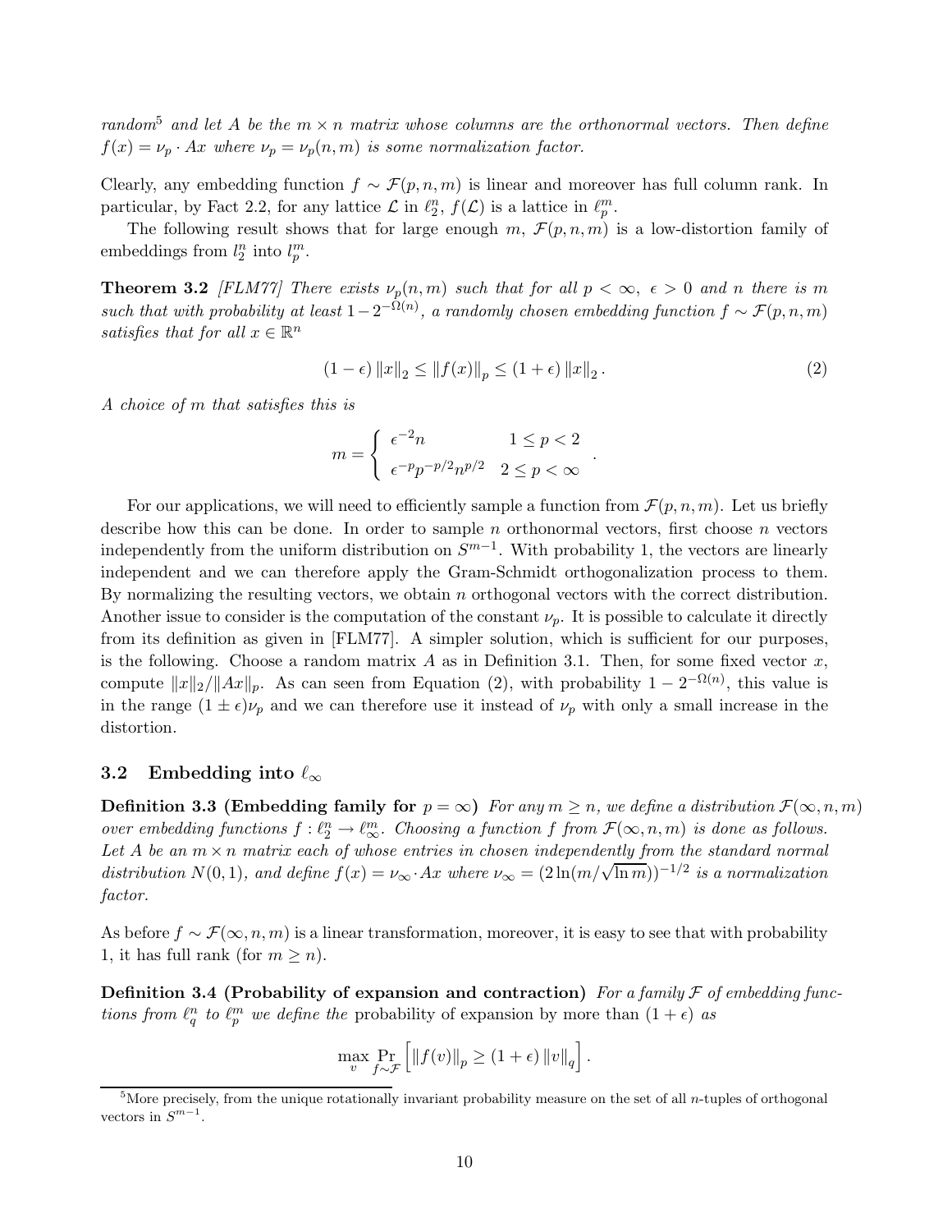*random*[5] *and let $A$ be the $m \times n$ matrix whose columns are the orthonormal vectors. Then define $f(x) = \nu_p \cdot Ax$ where $\nu_p = \nu_p(n, m)$ is some normalization factor.*

Clearly, any embedding function $f \sim \mathcal{F}(p, n, m)$ is linear and moreover has full column rank. In particular, by Fact 2.2, for any lattice $\mathcal{L}$ in $\ell_2^n$, $f(\mathcal{L})$ is a lattice in $\ell_p^m$.

The following result shows that for large enough $m$, $\mathcal{F}(p, n, m)$ is a low-distortion family of embeddings from $l_2^n$ into $l_p^m$.

**Theorem 3.2** *[FLM77] There exists $\nu_p(n, m)$ such that for all $p < \infty$, $\epsilon > 0$ and $n$ there is $m$ such that with probability at least $1 - 2^{-\Omega(n)}$, a randomly chosen embedding function $f \sim \mathcal{F}(p, n, m)$ satisfies that for all $x \in \mathbb{R}^n$*

$$(1 - \epsilon) \|x\|_2 \leq \|f(x)\|_p \leq (1 + \epsilon) \|x\|_2 . \tag{2}$$

*A choice of $m$ that satisfies this is*

$$m = \begin{cases} \epsilon^{-2} n & 1 \leq p < 2 \\ \epsilon^{-p} p^{-p/2} n^{p/2} & 2 \leq p < \infty \end{cases} .$$

For our applications, we will need to efficiently sample a function from $\mathcal{F}(p, n, m)$. Let us briefly describe how this can be done. In order to sample $n$ orthonormal vectors, first choose $n$ vectors independently from the uniform distribution on $S^{m-1}$. With probability 1, the vectors are linearly independent and we can therefore apply the Gram-Schmidt orthogonalization process to them. By normalizing the resulting vectors, we obtain $n$ orthogonal vectors with the correct distribution. Another issue to consider is the computation of the constant $\nu_p$. It is possible to calculate it directly from its definition as given in [FLM77]. A simpler solution, which is sufficient for our purposes, is the following. Choose a random matrix $A$ as in Definition 3.1. Then, for some fixed vector $x$, compute $\|x\|_2 / \|Ax\|_p$. As can seen from Equation (2), with probability $1 - 2^{-\Omega(n)}$, this value is in the range $(1 \pm \epsilon)\nu_p$ and we can therefore use it instead of $\nu_p$ with only a small increase in the distortion.

### 3.2 Embedding into $\ell_\infty$

**Definition 3.3 (Embedding family for $p = \infty$)** *For any $m \geq n$, we define a distribution $\mathcal{F}(\infty, n, m)$ over embedding functions $f : \ell_2^n \to \ell_\infty^m$. Choosing a function $f$ from $\mathcal{F}(\infty, n, m)$ is done as follows. Let $A$ be an $m \times n$ matrix each of whose entries in chosen independently from the standard normal distribution $N(0, 1)$, and define $f(x) = \nu_\infty \cdot Ax$ where $\nu_\infty = (2 \ln(m/\sqrt{\ln m}))^{-1/2}$ is a normalization factor.*

As before $f \sim \mathcal{F}(\infty, n, m)$ is a linear transformation, moreover, it is easy to see that with probability 1, it has full rank (for $m \geq n$).

**Definition 3.4 (Probability of expansion and contraction)** *For a family $\mathcal{F}$ of embedding functions from $\ell_q^n$ to $\ell_p^m$ we define the* probability of expansion by more than $(1 + \epsilon)$ *as*

$$\max_v \Pr_{f \sim \mathcal{F}} \left[ \|f(v)\|_p \geq (1 + \epsilon) \|v\|_q \right].$$

[5] More precisely, from the unique rotationally invariant probability measure on the set of all $n$-tuples of orthogonal vectors in $S^{m-1}$.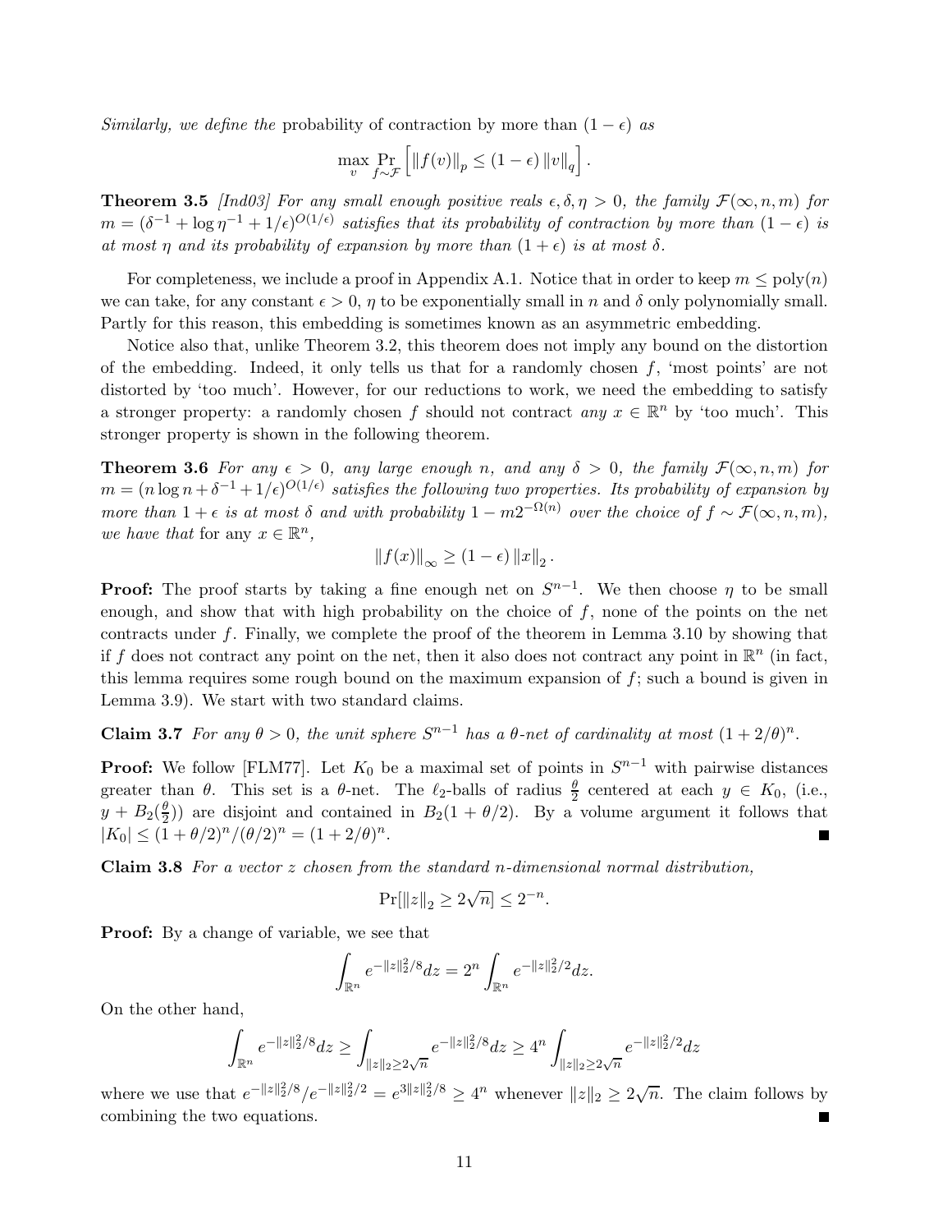*Similarly, we define the* **probability of contraction by more than** $(1-\epsilon)$ *as*

$$\max_v \Pr_{f\sim\mathcal{F}}\left[\|f(v)\|_p \le (1-\epsilon)\|v\|_q\right].$$

**Theorem 3.5** *[Ind03] For any small enough positive reals $\epsilon, \delta, \eta > 0$, the family $\mathcal{F}(\infty, n, m)$ for $m = (\delta^{-1} + \log \eta^{-1} + 1/\epsilon)^{O(1/\epsilon)}$ satisfies that its probability of contraction by more than $(1-\epsilon)$ is at most $\eta$ and its probability of expansion by more than $(1+\epsilon)$ is at most $\delta$.*

For completeness, we include a proof in Appendix A.1. Notice that in order to keep $m \le \mathrm{poly}(n)$ we can take, for any constant $\epsilon > 0$, $\eta$ to be exponentially small in $n$ and $\delta$ only polynomially small. Partly for this reason, this embedding is sometimes known as an asymmetric embedding.

Notice also that, unlike Theorem 3.2, this theorem does not imply any bound on the distortion of the embedding. Indeed, it only tells us that for a randomly chosen $f$, 'most points' are not distorted by 'too much'. However, for our reductions to work, we need the embedding to satisfy a stronger property: a randomly chosen $f$ should not contract *any* $x \in \mathbb{R}^n$ by 'too much'. This stronger property is shown in the following theorem.

**Theorem 3.6** *For any $\epsilon > 0$, any large enough $n$, and any $\delta > 0$, the family $\mathcal{F}(\infty, n, m)$ for $m = (n\log n + \delta^{-1} + 1/\epsilon)^{O(1/\epsilon)}$ satisfies the following two properties. Its probability of expansion by more than $1+\epsilon$ is at most $\delta$ and with probability $1 - m2^{-\Omega(n)}$ over the choice of $f \sim \mathcal{F}(\infty, n, m)$, we have that* for any $x \in \mathbb{R}^n$,

$$\|f(x)\|_\infty \ge (1-\epsilon)\|x\|_2.$$

**Proof:** The proof starts by taking a fine enough net on $S^{n-1}$. We then choose $\eta$ to be small enough, and show that with high probability on the choice of $f$, none of the points on the net contracts under $f$. Finally, we complete the proof of the theorem in Lemma 3.10 by showing that if $f$ does not contract any point on the net, then it also does not contract any point in $\mathbb{R}^n$ (in fact, this lemma requires some rough bound on the maximum expansion of $f$; such a bound is given in Lemma 3.9). We start with two standard claims.

**Claim 3.7** *For any $\theta > 0$, the unit sphere $S^{n-1}$ has a $\theta$-net of cardinality at most $(1+2/\theta)^n$.*

**Proof:** We follow [FLM77]. Let $K_0$ be a maximal set of points in $S^{n-1}$ with pairwise distances greater than $\theta$. This set is a $\theta$-net. The $\ell_2$-balls of radius $\frac{\theta}{2}$ centered at each $y \in K_0$, (i.e., $y + B_2(\frac{\theta}{2})$) are disjoint and contained in $B_2(1+\theta/2)$. By a volume argument it follows that $|K_0| \le (1+\theta/2)^n/(\theta/2)^n = (1+2/\theta)^n$. ∎

**Claim 3.8** *For a vector $z$ chosen from the standard $n$-dimensional normal distribution,*

$$\Pr[\|z\|_2 \ge 2\sqrt{n}] \le 2^{-n}.$$

**Proof:** By a change of variable, we see that

$$\int_{\mathbb{R}^n} e^{-\|z\|_2^2/8} dz = 2^n \int_{\mathbb{R}^n} e^{-\|z\|_2^2/2} dz.$$

On the other hand,

$$\int_{\mathbb{R}^n} e^{-\|z\|_2^2/8} dz \ge \int_{\|z\|_2 \ge 2\sqrt{n}} e^{-\|z\|_2^2/8} dz \ge 4^n \int_{\|z\|_2 \ge 2\sqrt{n}} e^{-\|z\|_2^2/2} dz$$

where we use that $e^{-\|z\|_2^2/8}/e^{-\|z\|_2^2/2} = e^{3\|z\|_2^2/8} \ge 4^n$ whenever $\|z\|_2 \ge 2\sqrt{n}$. The claim follows by combining the two equations. ∎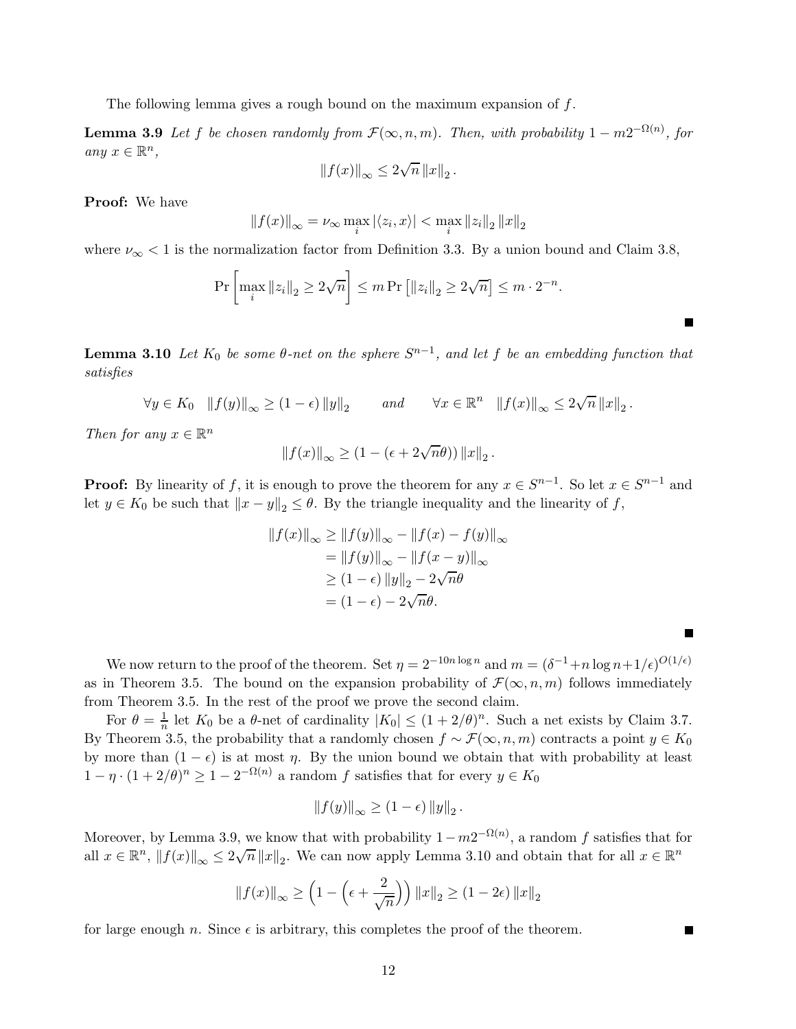The following lemma gives a rough bound on the maximum expansion of $f$.

**Lemma 3.9** *Let $f$ be chosen randomly from $\mathcal{F}(\infty, n, m)$. Then, with probability $1 - m2^{-\Omega(n)}$, for any $x \in \mathbb{R}^n$,*

$$\|f(x)\|_\infty \leq 2\sqrt{n}\,\|x\|_2\,.$$

**Proof:** We have

$$\|f(x)\|_\infty = \nu_\infty \max_i |\langle z_i, x\rangle| < \max_i \|z_i\|_2\,\|x\|_2$$

where $\nu_\infty < 1$ is the normalization factor from Definition 3.3. By a union bound and Claim 3.8,

$$\Pr\left[\max_i \|z_i\|_2 \geq 2\sqrt{n}\right] \leq m \Pr\left[\|z_i\|_2 \geq 2\sqrt{n}\right] \leq m \cdot 2^{-n}.$$

■

**Lemma 3.10** *Let $K_0$ be some $\theta$-net on the sphere $S^{n-1}$, and let $f$ be an embedding function that satisfies*

$$\forall y \in K_0 \quad \|f(y)\|_\infty \geq (1-\epsilon)\,\|y\|_2 \qquad \text{and} \qquad \forall x \in \mathbb{R}^n \quad \|f(x)\|_\infty \leq 2\sqrt{n}\,\|x\|_2\,.$$

*Then for any $x \in \mathbb{R}^n$*

$$\|f(x)\|_\infty \geq (1 - (\epsilon + 2\sqrt{n}\theta))\,\|x\|_2\,.$$

**Proof:** By linearity of $f$, it is enough to prove the theorem for any $x \in S^{n-1}$. So let $x \in S^{n-1}$ and let $y \in K_0$ be such that $\|x - y\|_2 \leq \theta$. By the triangle inequality and the linearity of $f$,

$$\begin{aligned}
\|f(x)\|_\infty &\geq \|f(y)\|_\infty - \|f(x) - f(y)\|_\infty \\
&= \|f(y)\|_\infty - \|f(x-y)\|_\infty \\
&\geq (1-\epsilon)\,\|y\|_2 - 2\sqrt{n}\theta \\
&= (1-\epsilon) - 2\sqrt{n}\theta.
\end{aligned}$$

■

We now return to the proof of the theorem. Set $\eta = 2^{-10n\log n}$ and $m = (\delta^{-1} + n\log n + 1/\epsilon)^{O(1/\epsilon)}$ as in Theorem 3.5. The bound on the expansion probability of $\mathcal{F}(\infty, n, m)$ follows immediately from Theorem 3.5. In the rest of the proof we prove the second claim.

For $\theta = \frac{1}{n}$ let $K_0$ be a $\theta$-net of cardinality $|K_0| \leq (1 + 2/\theta)^n$. Such a net exists by Claim 3.7. By Theorem 3.5, the probability that a randomly chosen $f \sim \mathcal{F}(\infty, n, m)$ contracts a point $y \in K_0$ by more than $(1-\epsilon)$ is at most $\eta$. By the union bound we obtain that with probability at least $1 - \eta \cdot (1 + 2/\theta)^n \geq 1 - 2^{-\Omega(n)}$ a random $f$ satisfies that for every $y \in K_0$

$$\|f(y)\|_\infty \geq (1-\epsilon)\,\|y\|_2\,.$$

Moreover, by Lemma 3.9, we know that with probability $1 - m2^{-\Omega(n)}$, a random $f$ satisfies that for all $x \in \mathbb{R}^n$, $\|f(x)\|_\infty \leq 2\sqrt{n}\,\|x\|_2$. We can now apply Lemma 3.10 and obtain that for all $x \in \mathbb{R}^n$

$$\|f(x)\|_\infty \geq \left(1 - \left(\epsilon + \frac{2}{\sqrt{n}}\right)\right)\|x\|_2 \geq (1 - 2\epsilon)\,\|x\|_2$$

for large enough $n$. Since $\epsilon$ is arbitrary, this completes the proof of the theorem. ■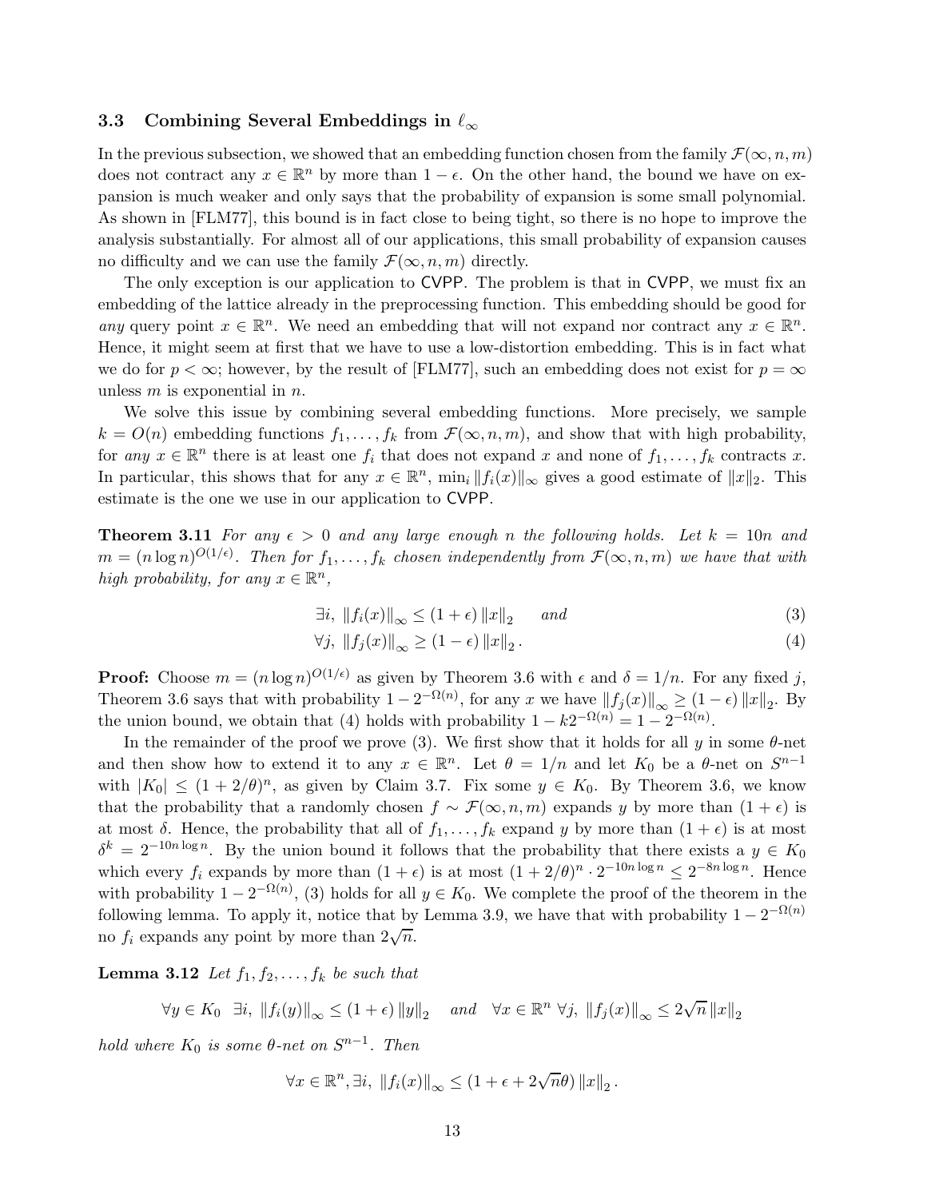### 3.3 Combining Several Embeddings in $\ell_\infty$

In the previous subsection, we showed that an embedding function chosen from the family $\mathcal{F}(\infty, n, m)$ does not contract any $x \in \mathbb{R}^n$ by more than $1 - \epsilon$. On the other hand, the bound we have on expansion is much weaker and only says that the probability of expansion is some small polynomial. As shown in [FLM77], this bound is in fact close to being tight, so there is no hope to improve the analysis substantially. For almost all of our applications, this small probability of expansion causes no difficulty and we can use the family $\mathcal{F}(\infty, n, m)$ directly.

The only exception is our application to CVPP. The problem is that in CVPP, we must fix an embedding of the lattice already in the preprocessing function. This embedding should be good for *any* query point $x \in \mathbb{R}^n$. We need an embedding that will not expand nor contract any $x \in \mathbb{R}^n$. Hence, it might seem at first that we have to use a low-distortion embedding. This is in fact what we do for $p < \infty$; however, by the result of [FLM77], such an embedding does not exist for $p = \infty$ unless $m$ is exponential in $n$.

We solve this issue by combining several embedding functions. More precisely, we sample $k = O(n)$ embedding functions $f_1, \ldots, f_k$ from $\mathcal{F}(\infty, n, m)$, and show that with high probability, for *any* $x \in \mathbb{R}^n$ there is at least one $f_i$ that does not expand $x$ and none of $f_1, \ldots, f_k$ contracts $x$. In particular, this shows that for any $x \in \mathbb{R}^n$, $\min_i \|f_i(x)\|_\infty$ gives a good estimate of $\|x\|_2$. This estimate is the one we use in our application to CVPP.

**Theorem 3.11** *For any $\epsilon > 0$ and any large enough $n$ the following holds. Let $k = 10n$ and $m = (n \log n)^{O(1/\epsilon)}$. Then for $f_1, \ldots, f_k$ chosen independently from $\mathcal{F}(\infty, n, m)$ we have that with high probability, for any $x \in \mathbb{R}^n$,*

$$\exists i, \ \|f_i(x)\|_\infty \leq (1+\epsilon)\|x\|_2 \quad \textit{and} \tag{3}$$

$$\forall j, \ \|f_j(x)\|_\infty \geq (1-\epsilon)\|x\|_2 . \tag{4}$$

**Proof:** Choose $m = (n \log n)^{O(1/\epsilon)}$ as given by Theorem 3.6 with $\epsilon$ and $\delta = 1/n$. For any fixed $j$, Theorem 3.6 says that with probability $1 - 2^{-\Omega(n)}$, for any $x$ we have $\|f_j(x)\|_\infty \geq (1-\epsilon)\|x\|_2$. By the union bound, we obtain that (4) holds with probability $1 - k2^{-\Omega(n)} = 1 - 2^{-\Omega(n)}$.

In the remainder of the proof we prove (3). We first show that it holds for all $y$ in some $\theta$-net and then show how to extend it to any $x \in \mathbb{R}^n$. Let $\theta = 1/n$ and let $K_0$ be a $\theta$-net on $S^{n-1}$ with $|K_0| \leq (1 + 2/\theta)^n$, as given by Claim 3.7. Fix some $y \in K_0$. By Theorem 3.6, we know that the probability that a randomly chosen $f \sim \mathcal{F}(\infty, n, m)$ expands $y$ by more than $(1+\epsilon)$ is at most $\delta$. Hence, the probability that all of $f_1, \ldots, f_k$ expand $y$ by more than $(1+\epsilon)$ is at most $\delta^k = 2^{-10n \log n}$. By the union bound it follows that the probability that there exists a $y \in K_0$ which every $f_i$ expands by more than $(1+\epsilon)$ is at most $(1+2/\theta)^n \cdot 2^{-10n \log n} \leq 2^{-8n \log n}$. Hence with probability $1 - 2^{-\Omega(n)}$, (3) holds for all $y \in K_0$. We complete the proof of the theorem in the following lemma. To apply it, notice that by Lemma 3.9, we have that with probability $1 - 2^{-\Omega(n)}$ no $f_i$ expands any point by more than $2\sqrt{n}$.

**Lemma 3.12** *Let $f_1, f_2, \ldots, f_k$ be such that*

$$\forall y \in K_0 \ \ \exists i, \ \|f_i(y)\|_\infty \leq (1+\epsilon)\|y\|_2 \quad \textit{and} \quad \forall x \in \mathbb{R}^n \ \forall j, \ \|f_j(x)\|_\infty \leq 2\sqrt{n}\|x\|_2$$

*hold where $K_0$ is some $\theta$-net on $S^{n-1}$. Then*

$$\forall x \in \mathbb{R}^n, \exists i, \ \|f_i(x)\|_\infty \leq (1 + \epsilon + 2\sqrt{n}\theta)\|x\|_2 .$$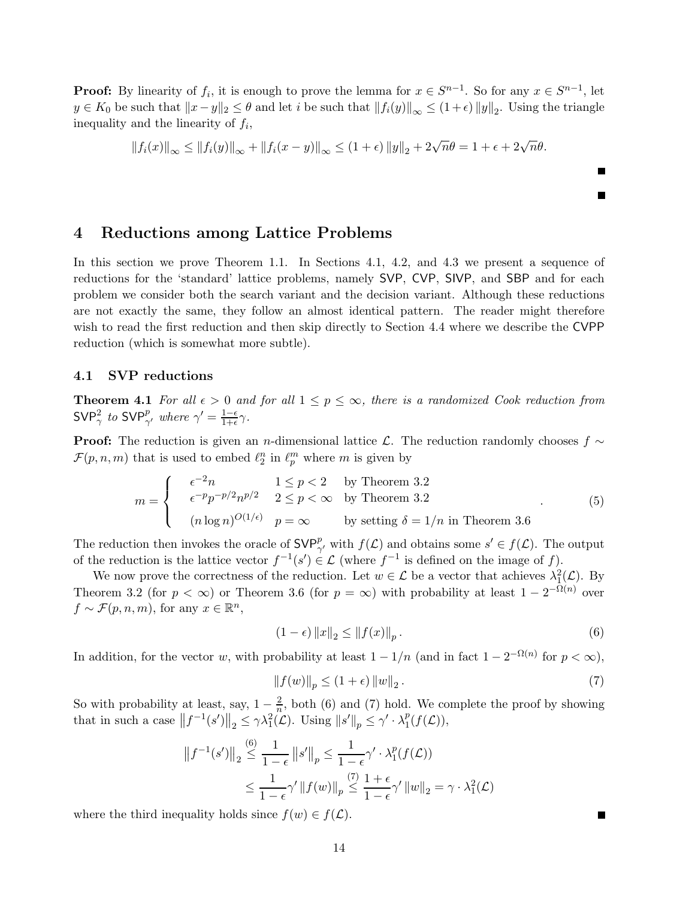**Proof:** By linearity of $f_i$, it is enough to prove the lemma for $x \in S^{n-1}$. So for any $x \in S^{n-1}$, let $y \in K_0$ be such that $\|x - y\|_2 \leq \theta$ and let $i$ be such that $\|f_i(y)\|_\infty \leq (1+\epsilon)\|y\|_2$. Using the triangle inequality and the linearity of $f_i$,

$$\|f_i(x)\|_\infty \leq \|f_i(y)\|_\infty + \|f_i(x-y)\|_\infty \leq (1+\epsilon)\|y\|_2 + 2\sqrt{n}\theta = 1 + \epsilon + 2\sqrt{n}\theta.$$

■

■

## 4 Reductions among Lattice Problems

In this section we prove Theorem 1.1. In Sections 4.1, 4.2, and 4.3 we present a sequence of reductions for the 'standard' lattice problems, namely SVP, CVP, SIVP, and SBP and for each problem we consider both the search variant and the decision variant. Although these reductions are not exactly the same, they follow an almost identical pattern. The reader might therefore wish to read the first reduction and then skip directly to Section 4.4 where we describe the CVPP reduction (which is somewhat more subtle).

### 4.1 SVP reductions

**Theorem 4.1** *For all $\epsilon > 0$ and for all $1 \leq p \leq \infty$, there is a randomized Cook reduction from $\mathsf{SVP}^2_\gamma$ to $\mathsf{SVP}^p_{\gamma'}$ where $\gamma' = \frac{1-\epsilon}{1+\epsilon}\gamma$.*

**Proof:** The reduction is given an $n$-dimensional lattice $\mathcal{L}$. The reduction randomly chooses $f \sim \mathcal{F}(p, n, m)$ that is used to embed $\ell_2^n$ in $\ell_p^m$ where $m$ is given by

$$m = \begin{cases} \epsilon^{-2} n & 1 \leq p < 2 \quad \text{by Theorem 3.2} \\ \epsilon^{-p} p^{-p/2} n^{p/2} & 2 \leq p < \infty \quad \text{by Theorem 3.2} \\ (n \log n)^{O(1/\epsilon)} & p = \infty \quad \text{by setting } \delta = 1/n \text{ in Theorem 3.6} \end{cases}. \tag{5}$$

The reduction then invokes the oracle of $\mathsf{SVP}^p_{\gamma'}$ with $f(\mathcal{L})$ and obtains some $s' \in f(\mathcal{L})$. The output of the reduction is the lattice vector $f^{-1}(s') \in \mathcal{L}$ (where $f^{-1}$ is defined on the image of $f$).

We now prove the correctness of the reduction. Let $w \in \mathcal{L}$ be a vector that achieves $\lambda_1^2(\mathcal{L})$. By Theorem 3.2 (for $p < \infty$) or Theorem 3.6 (for $p = \infty$) with probability at least $1 - 2^{-\Omega(n)}$ over $f \sim \mathcal{F}(p, n, m)$, for any $x \in \mathbb{R}^n$,

$$(1-\epsilon)\|x\|_2 \leq \|f(x)\|_p. \tag{6}$$

In addition, for the vector $w$, with probability at least $1 - 1/n$ (and in fact $1 - 2^{-\Omega(n)}$ for $p < \infty$),

$$\|f(w)\|_p \leq (1+\epsilon)\|w\|_2. \tag{7}$$

So with probability at least, say, $1 - \frac{2}{n}$, both (6) and (7) hold. We complete the proof by showing that in such a case $\|f^{-1}(s')\|_2 \leq \gamma\lambda_1^2(\mathcal{L})$. Using $\|s'\|_p \leq \gamma' \cdot \lambda_1^p(f(\mathcal{L}))$,

$$\begin{aligned} \|f^{-1}(s')\|_2 &\overset{(6)}{\leq} \frac{1}{1-\epsilon}\|s'\|_p \leq \frac{1}{1-\epsilon}\gamma' \cdot \lambda_1^p(f(\mathcal{L})) \\ &\leq \frac{1}{1-\epsilon}\gamma'\|f(w)\|_p \overset{(7)}{\leq} \frac{1+\epsilon}{1-\epsilon}\gamma'\|w\|_2 = \gamma \cdot \lambda_1^2(\mathcal{L}) \end{aligned}$$

where the third inequality holds since $f(w) \in f(\mathcal{L})$. ■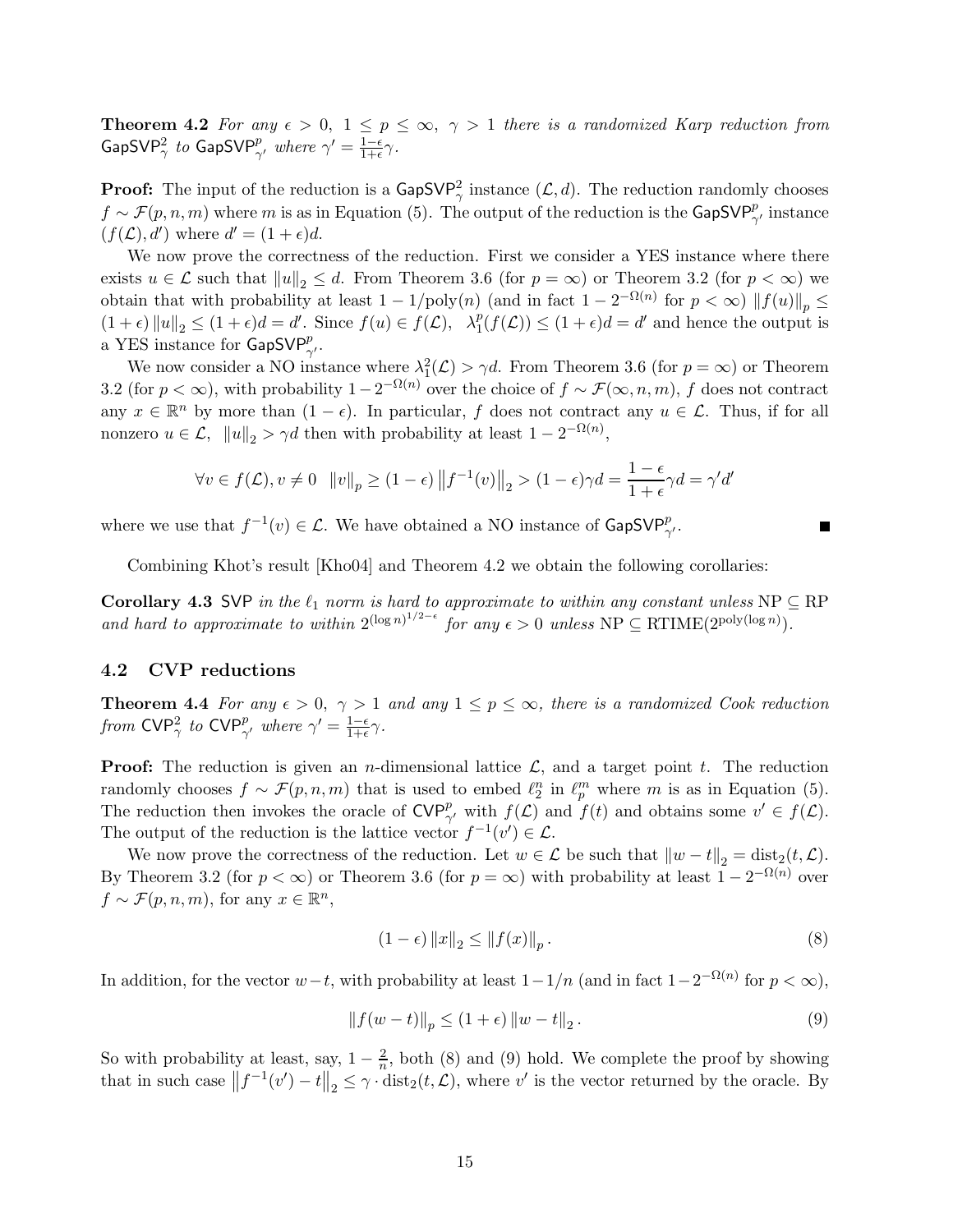**Theorem 4.2** *For any $\epsilon > 0$, $1 \leq p \leq \infty$, $\gamma > 1$ there is a randomized Karp reduction from $\mathsf{GapSVP}^2_\gamma$ to $\mathsf{GapSVP}^p_{\gamma'}$ where $\gamma' = \frac{1-\epsilon}{1+\epsilon}\gamma$.*

**Proof:** The input of the reduction is a $\mathsf{GapSVP}^2_\gamma$ instance $(\mathcal{L}, d)$. The reduction randomly chooses $f \sim \mathcal{F}(p, n, m)$ where $m$ is as in Equation (5). The output of the reduction is the $\mathsf{GapSVP}^p_{\gamma'}$ instance $(f(\mathcal{L}), d')$ where $d' = (1 + \epsilon)d$.

We now prove the correctness of the reduction. First we consider a YES instance where there exists $u \in \mathcal{L}$ such that $\|u\|_2 \leq d$. From Theorem 3.6 (for $p = \infty$) or Theorem 3.2 (for $p < \infty$) we obtain that with probability at least $1 - 1/\text{poly}(n)$ (and in fact $1 - 2^{-\Omega(n)}$ for $p < \infty$) $\|f(u)\|_p \leq (1 + \epsilon)\|u\|_2 \leq (1 + \epsilon)d = d'$. Since $f(u) \in f(\mathcal{L})$, $\lambda^p_1(f(\mathcal{L})) \leq (1 + \epsilon)d = d'$ and hence the output is a YES instance for $\mathsf{GapSVP}^p_{\gamma'}$.

We now consider a NO instance where $\lambda^2_1(\mathcal{L}) > \gamma d$. From Theorem 3.6 (for $p = \infty$) or Theorem 3.2 (for $p < \infty$), with probability $1 - 2^{-\Omega(n)}$ over the choice of $f \sim \mathcal{F}(\infty, n, m)$, $f$ does not contract any $x \in \mathbb{R}^n$ by more than $(1 - \epsilon)$. In particular, $f$ does not contract any $u \in \mathcal{L}$. Thus, if for all nonzero $u \in \mathcal{L}$, $\|u\|_2 > \gamma d$ then with probability at least $1 - 2^{-\Omega(n)}$,

$$\forall v \in f(\mathcal{L}), v \neq 0 \quad \|v\|_p \geq (1 - \epsilon)\left\|f^{-1}(v)\right\|_2 > (1 - \epsilon)\gamma d = \frac{1 - \epsilon}{1 + \epsilon}\gamma d = \gamma' d'$$

where we use that $f^{-1}(v) \in \mathcal{L}$. We have obtained a NO instance of $\mathsf{GapSVP}^p_{\gamma'}$. ■

Combining Khot's result [Kho04] and Theorem 4.2 we obtain the following corollaries:

**Corollary 4.3** *SVP in the $\ell_1$ norm is hard to approximate to within any constant unless $\text{NP} \subseteq \text{RP}$ and hard to approximate to within $2^{(\log n)^{1/2-\epsilon}}$ for any $\epsilon > 0$ unless $\text{NP} \subseteq \text{RTIME}(2^{\text{poly}(\log n)})$.*

## 4.2 CVP reductions

**Theorem 4.4** *For any $\epsilon > 0$, $\gamma > 1$ and any $1 \leq p \leq \infty$, there is a randomized Cook reduction from $\mathsf{CVP}^2_\gamma$ to $\mathsf{CVP}^p_{\gamma'}$ where $\gamma' = \frac{1-\epsilon}{1+\epsilon}\gamma$.*

**Proof:** The reduction is given an $n$-dimensional lattice $\mathcal{L}$, and a target point $t$. The reduction randomly chooses $f \sim \mathcal{F}(p, n, m)$ that is used to embed $\ell^n_2$ in $\ell^m_p$ where $m$ is as in Equation (5). The reduction then invokes the oracle of $\mathsf{CVP}^p_{\gamma'}$ with $f(\mathcal{L})$ and $f(t)$ and obtains some $v' \in f(\mathcal{L})$. The output of the reduction is the lattice vector $f^{-1}(v') \in \mathcal{L}$.

We now prove the correctness of the reduction. Let $w \in \mathcal{L}$ be such that $\|w - t\|_2 = \text{dist}_2(t, \mathcal{L})$. By Theorem 3.2 (for $p < \infty$) or Theorem 3.6 (for $p = \infty$) with probability at least $1 - 2^{-\Omega(n)}$ over $f \sim \mathcal{F}(p, n, m)$, for any $x \in \mathbb{R}^n$,

$$(1 - \epsilon)\|x\|_2 \leq \|f(x)\|_p. \tag{8}$$

In addition, for the vector $w - t$, with probability at least $1 - 1/n$ (and in fact $1 - 2^{-\Omega(n)}$ for $p < \infty$),

$$\|f(w - t)\|_p \leq (1 + \epsilon)\|w - t\|_2. \tag{9}$$

So with probability at least, say, $1 - \frac{2}{n}$, both (8) and (9) hold. We complete the proof by showing that in such case $\left\|f^{-1}(v') - t\right\|_2 \leq \gamma \cdot \text{dist}_2(t, \mathcal{L})$, where $v'$ is the vector returned by the oracle. By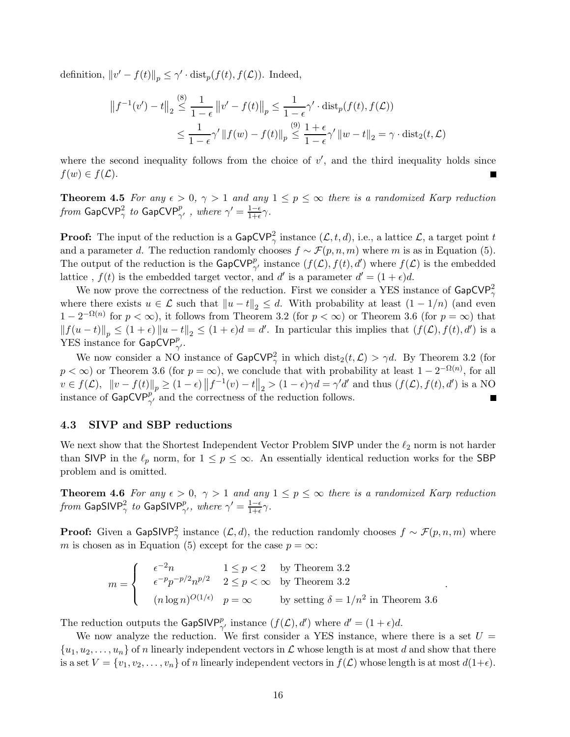definition, $\|v' - f(t)\|_p \leq \gamma' \cdot \mathrm{dist}_p(f(t), f(\mathcal{L}))$. Indeed,

$$
\begin{aligned}
\left\|f^{-1}(v') - t\right\|_2 &\overset{(8)}{\leq} \frac{1}{1-\epsilon}\left\|v' - f(t)\right\|_p \leq \frac{1}{1-\epsilon}\gamma' \cdot \mathrm{dist}_p(f(t), f(\mathcal{L})) \\
&\leq \frac{1}{1-\epsilon}\gamma' \left\|f(w) - f(t)\right\|_p \overset{(9)}{\leq} \frac{1+\epsilon}{1-\epsilon}\gamma' \left\|w - t\right\|_2 = \gamma \cdot \mathrm{dist}_2(t, \mathcal{L})
\end{aligned}
$$

where the second inequality follows from the choice of $v'$, and the third inequality holds since $f(w) \in f(\mathcal{L})$. ■

**Theorem 4.5** *For any $\epsilon > 0$, $\gamma > 1$ and any $1 \leq p \leq \infty$ there is a randomized Karp reduction from $\mathsf{GapCVP}^2_\gamma$ to $\mathsf{GapCVP}^p_{\gamma'}$, where $\gamma' = \frac{1-\epsilon}{1+\epsilon}\gamma$.*

**Proof:** The input of the reduction is a $\mathsf{GapCVP}^2_\gamma$ instance $(\mathcal{L}, t, d)$, i.e., a lattice $\mathcal{L}$, a target point $t$ and a parameter $d$. The reduction randomly chooses $f \sim \mathcal{F}(p, n, m)$ where $m$ is as in Equation (5). The output of the reduction is the $\mathsf{GapCVP}^p_{\gamma'}$ instance $(f(\mathcal{L}), f(t), d')$ where $f(\mathcal{L})$ is the embedded lattice , $f(t)$ is the embedded target vector, and $d'$ is a parameter $d' = (1+\epsilon)d$.

We now prove the correctness of the reduction. First we consider a YES instance of $\mathsf{GapCVP}^2_\gamma$ where there exists $u \in \mathcal{L}$ such that $\|u - t\|_2 \leq d$. With probability at least $(1 - 1/n)$ (and even $1 - 2^{-\Omega(n)}$ for $p < \infty$), it follows from Theorem 3.2 (for $p < \infty$) or Theorem 3.6 (for $p = \infty$) that $\|f(u-t)\|_p \leq (1+\epsilon)\|u - t\|_2 \leq (1+\epsilon)d = d'$. In particular this implies that $(f(\mathcal{L}), f(t), d')$ is a YES instance for $\mathsf{GapCVP}^p_{\gamma'}$.

We now consider a NO instance of $\mathsf{GapCVP}^2_\gamma$ in which $\mathrm{dist}_2(t, \mathcal{L}) > \gamma d$. By Theorem 3.2 (for $p < \infty$) or Theorem 3.6 (for $p = \infty$), we conclude that with probability at least $1 - 2^{-\Omega(n)}$, for all $v \in f(\mathcal{L})$, $\|v - f(t)\|_p \geq (1-\epsilon)\left\|f^{-1}(v) - t\right\|_2 > (1-\epsilon)\gamma d = \gamma' d'$ and thus $(f(\mathcal{L}), f(t), d')$ is a NO instance of $\mathsf{GapCVP}^p_{\gamma'}$ and the correctness of the reduction follows. ■

### 4.3 SIVP and SBP reductions

We next show that the Shortest Independent Vector Problem $\mathsf{SIVP}$ under the $\ell_2$ norm is not harder than $\mathsf{SIVP}$ in the $\ell_p$ norm, for $1 \leq p \leq \infty$. An essentially identical reduction works for the $\mathsf{SBP}$ problem and is omitted.

**Theorem 4.6** *For any $\epsilon > 0$, $\gamma > 1$ and any $1 \leq p \leq \infty$ there is a randomized Karp reduction from $\mathsf{GapSIVP}^2_\gamma$ to $\mathsf{GapSIVP}^p_{\gamma'}$, where $\gamma' = \frac{1-\epsilon}{1+\epsilon}\gamma$.*

**Proof:** Given a $\mathsf{GapSIVP}^2_\gamma$ instance $(\mathcal{L}, d)$, the reduction randomly chooses $f \sim \mathcal{F}(p, n, m)$ where $m$ is chosen as in Equation (5) except for the case $p = \infty$:

$$
m = \begin{cases}
\epsilon^{-2} n & 1 \leq p < 2 \quad \text{by Theorem 3.2} \\
\epsilon^{-p} p^{-p/2} n^{p/2} & 2 \leq p < \infty \quad \text{by Theorem 3.2} \\
(n \log n)^{O(1/\epsilon)} & p = \infty \quad \text{by setting } \delta = 1/n^2 \text{ in Theorem 3.6}
\end{cases}.
$$

The reduction outputs the $\mathsf{GapSIVP}^p_{\gamma'}$ instance $(f(\mathcal{L}), d')$ where $d' = (1+\epsilon)d$.

We now analyze the reduction. We first consider a YES instance, where there is a set $U = \{u_1, u_2, \ldots, u_n\}$ of $n$ linearly independent vectors in $\mathcal{L}$ whose length is at most $d$ and show that there is a set $V = \{v_1, v_2, \ldots, v_n\}$ of $n$ linearly independent vectors in $f(\mathcal{L})$ whose length is at most $d(1+\epsilon)$.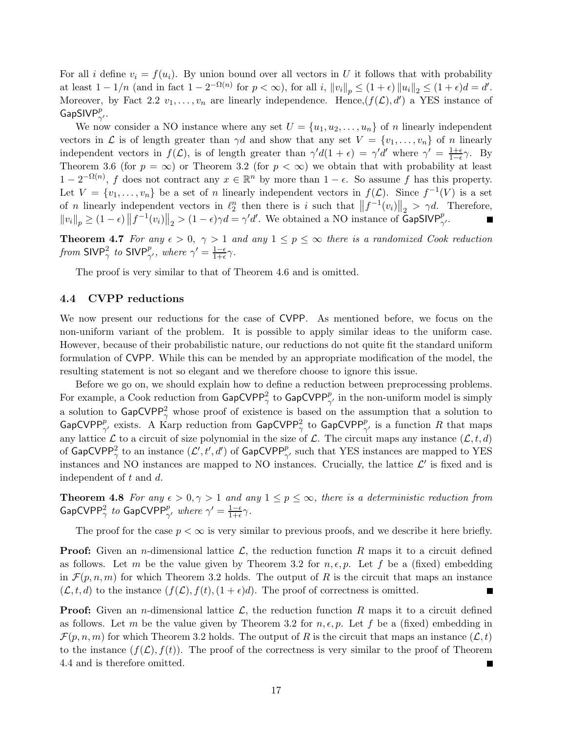For all $i$ define $v_i = f(u_i)$. By union bound over all vectors in $U$ it follows that with probability at least $1 - 1/n$ (and in fact $1 - 2^{-\Omega(n)}$ for $p < \infty$), for all $i$, $\|v_i\|_p \leq (1+\epsilon)\|u_i\|_2 \leq (1+\epsilon)d = d'$. Moreover, by Fact 2.2 $v_1, \ldots, v_n$ are linearly independence. Hence,$(f(\mathcal{L}), d')$ a YES instance of $\mathsf{GapSIVP}^p_{\gamma'}$.

We now consider a NO instance where any set $U = \{u_1, u_2, \ldots, u_n\}$ of $n$ linearly independent vectors in $\mathcal{L}$ is of length greater than $\gamma d$ and show that any set $V = \{v_1, \ldots, v_n\}$ of $n$ linearly independent vectors in $f(\mathcal{L})$, is of length greater than $\gamma' d(1+\epsilon) = \gamma' d'$ where $\gamma' = \frac{1+\epsilon}{1-\epsilon}\gamma$. By Theorem 3.6 (for $p = \infty$) or Theorem 3.2 (for $p < \infty$) we obtain that with probability at least $1 - 2^{-\Omega(n)}$, $f$ does not contract any $x \in \mathbb{R}^n$ by more than $1 - \epsilon$. So assume $f$ has this property. Let $V = \{v_1, \ldots, v_n\}$ be a set of $n$ linearly independent vectors in $f(\mathcal{L})$. Since $f^{-1}(V)$ is a set of $n$ linearly independent vectors in $\ell_2^n$ then there is $i$ such that $\|f^{-1}(v_i)\|_2 > \gamma d$. Therefore, $\|v_i\|_p \geq (1-\epsilon)\|f^{-1}(v_i)\|_2 > (1-\epsilon)\gamma d = \gamma' d'$. We obtained a NO instance of $\mathsf{GapSIVP}^p_{\gamma'}$. ∎

**Theorem 4.7** *For any $\epsilon > 0$, $\gamma > 1$ and any $1 \leq p \leq \infty$ there is a randomized Cook reduction from $\mathsf{SIVP}^2_\gamma$ to $\mathsf{SIVP}^p_{\gamma'}$, where $\gamma' = \frac{1-\epsilon}{1+\epsilon}\gamma$.*

The proof is very similar to that of Theorem 4.6 and is omitted.

### 4.4 CVPP reductions

We now present our reductions for the case of $\mathsf{CVPP}$. As mentioned before, we focus on the non-uniform variant of the problem. It is possible to apply similar ideas to the uniform case. However, because of their probabilistic nature, our reductions do not quite fit the standard uniform formulation of $\mathsf{CVPP}$. While this can be mended by an appropriate modification of the model, the resulting statement is not so elegant and we therefore choose to ignore this issue.

Before we go on, we should explain how to define a reduction between preprocessing problems. For example, a Cook reduction from $\mathsf{GapCVPP}^2_\gamma$ to $\mathsf{GapCVPP}^p_{\gamma'}$ in the non-uniform model is simply a solution to $\mathsf{GapCVPP}^2_\gamma$ whose proof of existence is based on the assumption that a solution to $\mathsf{GapCVPP}^p_{\gamma'}$ exists. A Karp reduction from $\mathsf{GapCVPP}^2_\gamma$ to $\mathsf{GapCVPP}^p_{\gamma'}$ is a function $R$ that maps any lattice $\mathcal{L}$ to a circuit of size polynomial in the size of $\mathcal{L}$. The circuit maps any instance $(\mathcal{L}, t, d)$ of $\mathsf{GapCVPP}^2_\gamma$ to an instance $(\mathcal{L}', t', d')$ of $\mathsf{GapCVPP}^p_{\gamma'}$ such that YES instances are mapped to YES instances and NO instances are mapped to NO instances. Crucially, the lattice $\mathcal{L}'$ is fixed and is independent of $t$ and $d$.

**Theorem 4.8** *For any $\epsilon > 0, \gamma > 1$ and any $1 \leq p \leq \infty$, there is a deterministic reduction from $\mathsf{GapCVPP}^2_\gamma$ to $\mathsf{GapCVPP}^p_{\gamma'}$ where $\gamma' = \frac{1-\epsilon}{1+\epsilon}\gamma$.*

The proof for the case $p < \infty$ is very similar to previous proofs, and we describe it here briefly.

**Proof:** Given an $n$-dimensional lattice $\mathcal{L}$, the reduction function $R$ maps it to a circuit defined as follows. Let $m$ be the value given by Theorem 3.2 for $n, \epsilon, p$. Let $f$ be a (fixed) embedding in $\mathcal{F}(p, n, m)$ for which Theorem 3.2 holds. The output of $R$ is the circuit that maps an instance $(\mathcal{L}, t, d)$ to the instance $(f(\mathcal{L}), f(t), (1+\epsilon)d)$. The proof of correctness is omitted. ∎

**Proof:** Given an $n$-dimensional lattice $\mathcal{L}$, the reduction function $R$ maps it to a circuit defined as follows. Let $m$ be the value given by Theorem 3.2 for $n, \epsilon, p$. Let $f$ be a (fixed) embedding in $\mathcal{F}(p, n, m)$ for which Theorem 3.2 holds. The output of $R$ is the circuit that maps an instance $(\mathcal{L}, t)$ to the instance $(f(\mathcal{L}), f(t))$. The proof of the correctness is very similar to the proof of Theorem 4.4 and is therefore omitted. ∎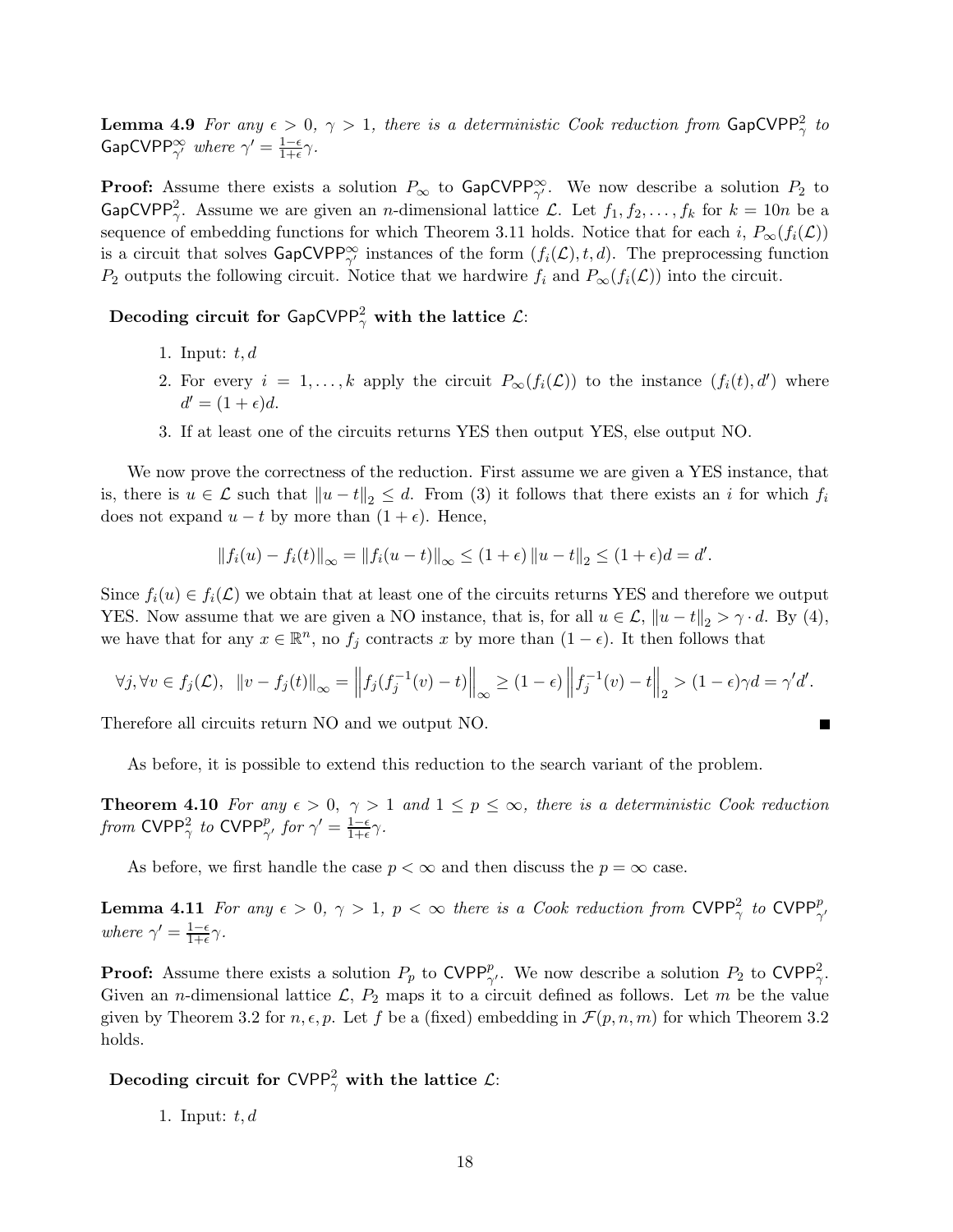**Lemma 4.9** *For any $\epsilon > 0$, $\gamma > 1$, there is a deterministic Cook reduction from $\mathsf{GapCVPP}^2_\gamma$ to $\mathsf{GapCVPP}^\infty_{\gamma'}$ where $\gamma' = \frac{1-\epsilon}{1+\epsilon}\gamma$.*

**Proof:** Assume there exists a solution $P_\infty$ to $\mathsf{GapCVPP}^\infty_{\gamma'}$. We now describe a solution $P_2$ to $\mathsf{GapCVPP}^2_\gamma$. Assume we are given an $n$-dimensional lattice $\mathcal{L}$. Let $f_1, f_2, \ldots, f_k$ for $k = 10n$ be a sequence of embedding functions for which Theorem 3.11 holds. Notice that for each $i$, $P_\infty(f_i(\mathcal{L}))$ is a circuit that solves $\mathsf{GapCVPP}^\infty_{\gamma'}$ instances of the form $(f_i(\mathcal{L}), t, d)$. The preprocessing function $P_2$ outputs the following circuit. Notice that we hardwire $f_i$ and $P_\infty(f_i(\mathcal{L}))$ into the circuit.

**Decoding circuit for $\mathsf{GapCVPP}^2_\gamma$ with the lattice $\mathcal{L}$:**

1. Input: $t, d$
2. For every $i = 1, \ldots, k$ apply the circuit $P_\infty(f_i(\mathcal{L}))$ to the instance $(f_i(t), d')$ where $d' = (1+\epsilon)d$.
3. If at least one of the circuits returns YES then output YES, else output NO.

We now prove the correctness of the reduction. First assume we are given a YES instance, that is, there is $u \in \mathcal{L}$ such that $\|u - t\|_2 \leq d$. From (3) it follows that there exists an $i$ for which $f_i$ does not expand $u - t$ by more than $(1+\epsilon)$. Hence,

$$\|f_i(u) - f_i(t)\|_\infty = \|f_i(u-t)\|_\infty \leq (1+\epsilon)\|u - t\|_2 \leq (1+\epsilon)d = d'.$$

Since $f_i(u) \in f_i(\mathcal{L})$ we obtain that at least one of the circuits returns YES and therefore we output YES. Now assume that we are given a NO instance, that is, for all $u \in \mathcal{L}$, $\|u - t\|_2 > \gamma \cdot d$. By (4), we have that for any $x \in \mathbb{R}^n$, no $f_j$ contracts $x$ by more than $(1-\epsilon)$. It then follows that

$$\forall j, \forall v \in f_j(\mathcal{L}), \;\; \|v - f_j(t)\|_\infty = \left\|f_j(f_j^{-1}(v) - t)\right\|_\infty \geq (1-\epsilon)\left\|f_j^{-1}(v) - t\right\|_2 > (1-\epsilon)\gamma d = \gamma' d'.$$

Therefore all circuits return NO and we output NO. ■

As before, it is possible to extend this reduction to the search variant of the problem.

**Theorem 4.10** *For any $\epsilon > 0$, $\gamma > 1$ and $1 \leq p \leq \infty$, there is a deterministic Cook reduction from $\mathsf{CVPP}^2_\gamma$ to $\mathsf{CVPP}^p_{\gamma'}$ for $\gamma' = \frac{1-\epsilon}{1+\epsilon}\gamma$.*

As before, we first handle the case $p < \infty$ and then discuss the $p = \infty$ case.

**Lemma 4.11** *For any $\epsilon > 0$, $\gamma > 1$, $p < \infty$ there is a Cook reduction from $\mathsf{CVPP}^2_\gamma$ to $\mathsf{CVPP}^p_{\gamma'}$ where $\gamma' = \frac{1-\epsilon}{1+\epsilon}\gamma$.*

**Proof:** Assume there exists a solution $P_p$ to $\mathsf{CVPP}^p_{\gamma'}$. We now describe a solution $P_2$ to $\mathsf{CVPP}^2_\gamma$. Given an $n$-dimensional lattice $\mathcal{L}$, $P_2$ maps it to a circuit defined as follows. Let $m$ be the value given by Theorem 3.2 for $n, \epsilon, p$. Let $f$ be a (fixed) embedding in $\mathcal{F}(p, n, m)$ for which Theorem 3.2 holds.

**Decoding circuit for $\mathsf{CVPP}^2_\gamma$ with the lattice $\mathcal{L}$:**

1. Input: $t, d$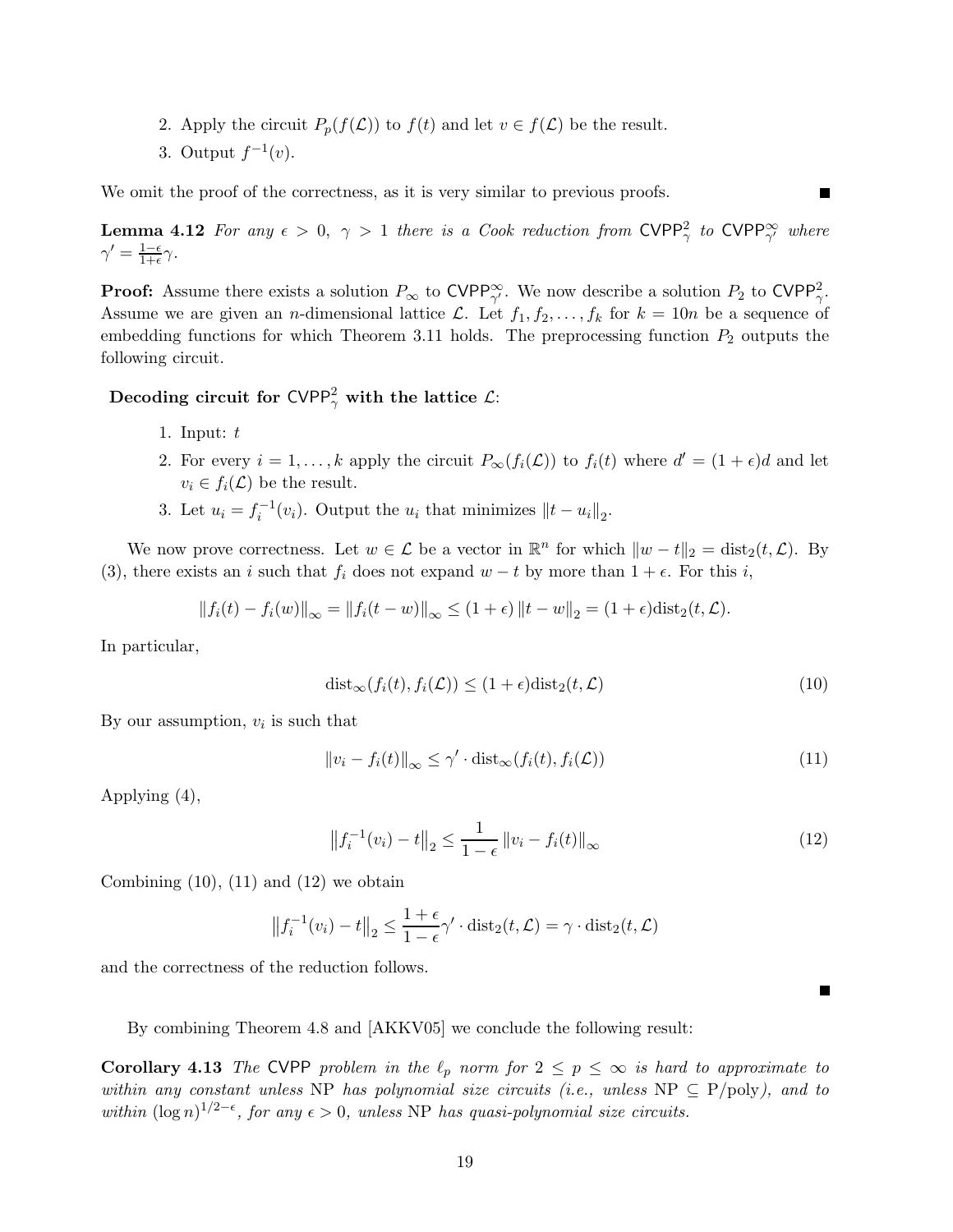2. Apply the circuit $P_p(f(\mathcal{L}))$ to $f(t)$ and let $v \in f(\mathcal{L})$ be the result.
3. Output $f^{-1}(v)$.

We omit the proof of the correctness, as it is very similar to previous proofs. ∎

**Lemma 4.12** *For any $\epsilon > 0$, $\gamma > 1$ there is a Cook reduction from $\mathsf{CVPP}^2_\gamma$ to $\mathsf{CVPP}^\infty_{\gamma'}$ where $\gamma' = \frac{1-\epsilon}{1+\epsilon}\gamma$.*

**Proof:** Assume there exists a solution $P_\infty$ to $\mathsf{CVPP}^\infty_{\gamma'}$. We now describe a solution $P_2$ to $\mathsf{CVPP}^2_\gamma$. Assume we are given an $n$-dimensional lattice $\mathcal{L}$. Let $f_1, f_2, \ldots, f_k$ for $k = 10n$ be a sequence of embedding functions for which Theorem 3.11 holds. The preprocessing function $P_2$ outputs the following circuit.

**Decoding circuit for $\mathsf{CVPP}^2_\gamma$ with the lattice $\mathcal{L}$:**

1. Input: $t$
2. For every $i = 1, \ldots, k$ apply the circuit $P_\infty(f_i(\mathcal{L}))$ to $f_i(t)$ where $d' = (1+\epsilon)d$ and let $v_i \in f_i(\mathcal{L})$ be the result.
3. Let $u_i = f_i^{-1}(v_i)$. Output the $u_i$ that minimizes $\|t - u_i\|_2$.

We now prove correctness. Let $w \in \mathcal{L}$ be a vector in $\mathbb{R}^n$ for which $\|w - t\|_2 = \mathrm{dist}_2(t, \mathcal{L})$. By (3), there exists an $i$ such that $f_i$ does not expand $w - t$ by more than $1 + \epsilon$. For this $i$,

$$\|f_i(t) - f_i(w)\|_\infty = \|f_i(t - w)\|_\infty \le (1+\epsilon)\|t - w\|_2 = (1+\epsilon)\mathrm{dist}_2(t, \mathcal{L}).$$

In particular,

$$\mathrm{dist}_\infty(f_i(t), f_i(\mathcal{L})) \le (1+\epsilon)\mathrm{dist}_2(t, \mathcal{L}) \tag{10}$$

By our assumption, $v_i$ is such that

$$\|v_i - f_i(t)\|_\infty \le \gamma' \cdot \mathrm{dist}_\infty(f_i(t), f_i(\mathcal{L})) \tag{11}$$

Applying (4),

$$\left\|f_i^{-1}(v_i) - t\right\|_2 \le \frac{1}{1-\epsilon}\|v_i - f_i(t)\|_\infty \tag{12}$$

Combining (10), (11) and (12) we obtain

$$\left\|f_i^{-1}(v_i) - t\right\|_2 \le \frac{1+\epsilon}{1-\epsilon}\gamma' \cdot \mathrm{dist}_2(t, \mathcal{L}) = \gamma \cdot \mathrm{dist}_2(t, \mathcal{L})$$

and the correctness of the reduction follows. ∎

By combining Theorem 4.8 and [AKKV05] we conclude the following result:

**Corollary 4.13** *The $\mathsf{CVPP}$ problem in the $\ell_p$ norm for $2 \le p \le \infty$ is hard to approximate to within any constant unless NP has polynomial size circuits (i.e., unless NP $\subseteq$ P/poly), and to within $(\log n)^{1/2-\epsilon}$, for any $\epsilon > 0$, unless NP has quasi-polynomial size circuits.*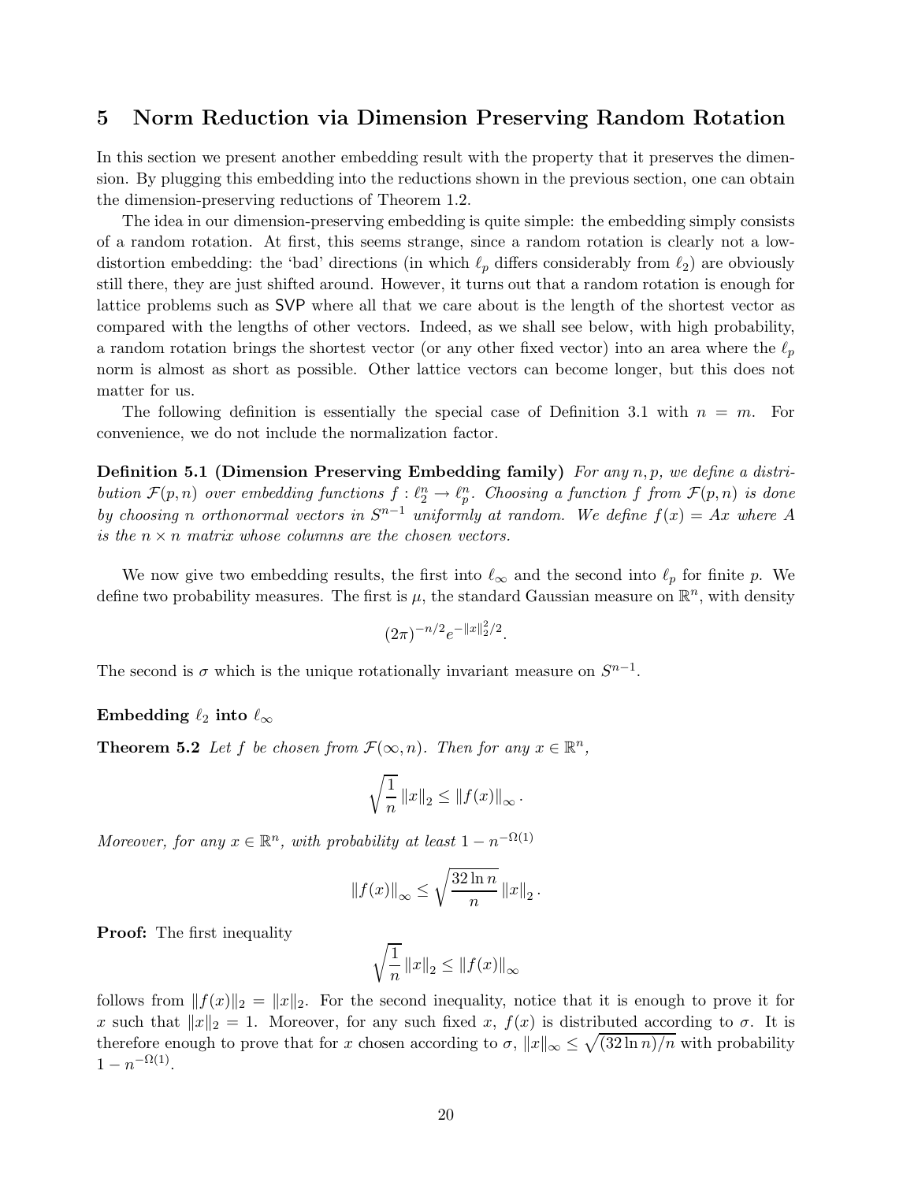## 5 Norm Reduction via Dimension Preserving Random Rotation

In this section we present another embedding result with the property that it preserves the dimension. By plugging this embedding into the reductions shown in the previous section, one can obtain the dimension-preserving reductions of Theorem 1.2.

The idea in our dimension-preserving embedding is quite simple: the embedding simply consists of a random rotation. At first, this seems strange, since a random rotation is clearly not a low-distortion embedding: the 'bad' directions (in which $\ell_p$ differs considerably from $\ell_2$) are obviously still there, they are just shifted around. However, it turns out that a random rotation is enough for lattice problems such as SVP where all that we care about is the length of the shortest vector as compared with the lengths of other vectors. Indeed, as we shall see below, with high probability, a random rotation brings the shortest vector (or any other fixed vector) into an area where the $\ell_p$ norm is almost as short as possible. Other lattice vectors can become longer, but this does not matter for us.

The following definition is essentially the special case of Definition 3.1 with $n = m$. For convenience, we do not include the normalization factor.

**Definition 5.1 (Dimension Preserving Embedding family)** *For any $n, p$, we define a distribution $\mathcal{F}(p, n)$ over embedding functions $f : \ell_2^n \to \ell_p^n$. Choosing a function $f$ from $\mathcal{F}(p, n)$ is done by choosing $n$ orthonormal vectors in $S^{n-1}$ uniformly at random. We define $f(x) = Ax$ where $A$ is the $n \times n$ matrix whose columns are the chosen vectors.*

We now give two embedding results, the first into $\ell_\infty$ and the second into $\ell_p$ for finite $p$. We define two probability measures. The first is $\mu$, the standard Gaussian measure on $\mathbb{R}^n$, with density

$$(2\pi)^{-n/2} e^{-\|x\|_2^2/2}.$$

The second is $\sigma$ which is the unique rotationally invariant measure on $S^{n-1}$.

**Embedding $\ell_2$ into $\ell_\infty$**

**Theorem 5.2** *Let $f$ be chosen from $\mathcal{F}(\infty, n)$. Then for any $x \in \mathbb{R}^n$,*

$$\sqrt{\frac{1}{n}} \|x\|_2 \leq \|f(x)\|_\infty .$$

*Moreover, for any $x \in \mathbb{R}^n$, with probability at least $1 - n^{-\Omega(1)}$*

$$\|f(x)\|_\infty \leq \sqrt{\frac{32 \ln n}{n}} \|x\|_2 .$$

**Proof:** The first inequality

$$\sqrt{\frac{1}{n}} \|x\|_2 \leq \|f(x)\|_\infty$$

follows from $\|f(x)\|_2 = \|x\|_2$. For the second inequality, notice that it is enough to prove it for $x$ such that $\|x\|_2 = 1$. Moreover, for any such fixed $x$, $f(x)$ is distributed according to $\sigma$. It is therefore enough to prove that for $x$ chosen according to $\sigma$, $\|x\|_\infty \leq \sqrt{(32 \ln n)/n}$ with probability $1 - n^{-\Omega(1)}$.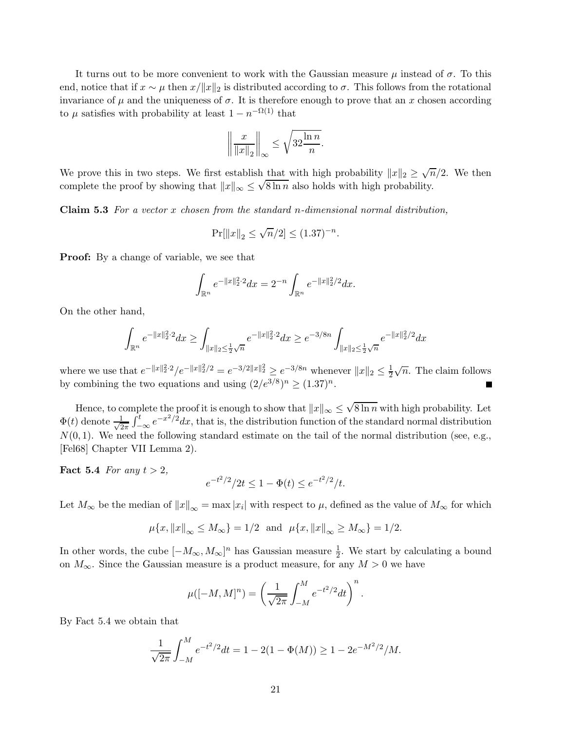It turns out to be more convenient to work with the Gaussian measure $\mu$ instead of $\sigma$. To this end, notice that if $x \sim \mu$ then $x/\|x\|_2$ is distributed according to $\sigma$. This follows from the rotational invariance of $\mu$ and the uniqueness of $\sigma$. It is therefore enough to prove that an $x$ chosen according to $\mu$ satisfies with probability at least $1 - n^{-\Omega(1)}$ that

$$\left\| \frac{x}{\|x\|_2} \right\|_\infty \leq \sqrt{32 \frac{\ln n}{n}}.$$

We prove this in two steps. We first establish that with high probability $\|x\|_2 \geq \sqrt{n}/2$. We then complete the proof by showing that $\|x\|_\infty \leq \sqrt{8 \ln n}$ also holds with high probability.

**Claim 5.3** *For a vector $x$ chosen from the standard $n$-dimensional normal distribution,*

$$\Pr[\|x\|_2 \leq \sqrt{n}/2] \leq (1.37)^{-n}.$$

**Proof:** By a change of variable, we see that

$$\int_{\mathbb{R}^n} e^{-\|x\|_2^2 \cdot 2} dx = 2^{-n} \int_{\mathbb{R}^n} e^{-\|x\|_2^2/2} dx.$$

On the other hand,

$$\int_{\mathbb{R}^n} e^{-\|x\|_2^2 \cdot 2} dx \geq \int_{\|x\|_2 \leq \frac{1}{2}\sqrt{n}} e^{-\|x\|_2^2 \cdot 2} dx \geq e^{-3/8n} \int_{\|x\|_2 \leq \frac{1}{2}\sqrt{n}} e^{-\|x\|_2^2/2} dx$$

where we use that $e^{-\|x\|_2^2 \cdot 2}/e^{-\|x\|_2^2/2} = e^{-3/2\|x\|_2^2} \geq e^{-3/8n}$ whenever $\|x\|_2 \leq \frac{1}{2}\sqrt{n}$. The claim follows by combining the two equations and using $(2/e^{3/8})^n \geq (1.37)^n$. ■

Hence, to complete the proof it is enough to show that $\|x\|_\infty \leq \sqrt{8 \ln n}$ with high probability. Let $\Phi(t)$ denote $\frac{1}{\sqrt{2\pi}} \int_{-\infty}^{t} e^{-x^2/2} dx$, that is, the distribution function of the standard normal distribution $N(0,1)$. We need the following standard estimate on the tail of the normal distribution (see, e.g., [Fel68] Chapter VII Lemma 2).

**Fact 5.4** *For any $t > 2$,*

$$e^{-t^2/2}/2t \leq 1 - \Phi(t) \leq e^{-t^2/2}/t.$$

Let $M_\infty$ be the median of $\|x\|_\infty = \max |x_i|$ with respect to $\mu$, defined as the value of $M_\infty$ for which

$$\mu\{x, \|x\|_\infty \leq M_\infty\} = 1/2 \text{ and } \mu\{x, \|x\|_\infty \geq M_\infty\} = 1/2.$$

In other words, the cube $[-M_\infty, M_\infty]^n$ has Gaussian measure $\frac{1}{2}$. We start by calculating a bound on $M_\infty$. Since the Gaussian measure is a product measure, for any $M > 0$ we have

$$\mu([-M, M]^n) = \left( \frac{1}{\sqrt{2\pi}} \int_{-M}^{M} e^{-t^2/2} dt \right)^n.$$

By Fact 5.4 we obtain that

$$\frac{1}{\sqrt{2\pi}} \int_{-M}^{M} e^{-t^2/2} dt = 1 - 2(1 - \Phi(M)) \geq 1 - 2e^{-M^2/2}/M.$$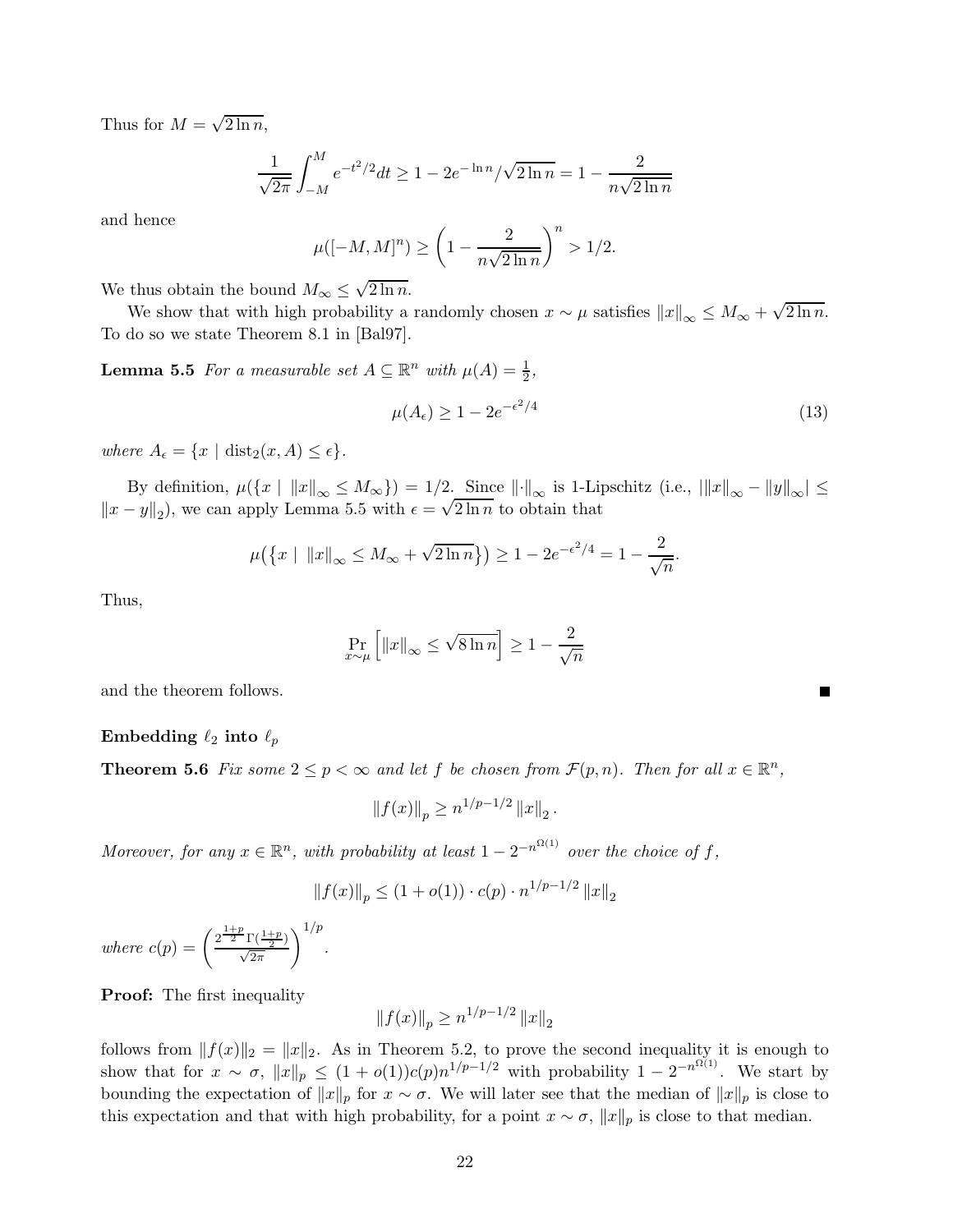Thus for $M = \sqrt{2\ln n}$,

$$\frac{1}{\sqrt{2\pi}}\int_{-M}^{M} e^{-t^2/2}dt \geq 1 - 2e^{-\ln n}/\sqrt{2\ln n} = 1 - \frac{2}{n\sqrt{2\ln n}}$$

and hence

$$\mu([-M,M]^n) \geq \left(1 - \frac{2}{n\sqrt{2\ln n}}\right)^n > 1/2.$$

We thus obtain the bound $M_\infty \leq \sqrt{2\ln n}$.

We show that with high probability a randomly chosen $x \sim \mu$ satisfies $\|x\|_\infty \leq M_\infty + \sqrt{2\ln n}$. To do so we state Theorem 8.1 in [Bal97].

**Lemma 5.5** *For a measurable set $A \subseteq \mathbb{R}^n$ with $\mu(A) = \frac{1}{2}$,*

$$\mu(A_\epsilon) \geq 1 - 2e^{-\epsilon^2/4} \tag{13}$$

*where $A_\epsilon = \{x \mid \mathrm{dist}_2(x,A) \leq \epsilon\}$.*

By definition, $\mu(\{x \mid \|x\|_\infty \leq M_\infty\}) = 1/2$. Since $\|\cdot\|_\infty$ is 1-Lipschitz (i.e., $|\|x\|_\infty - \|y\|_\infty| \leq \|x-y\|_2$), we can apply Lemma 5.5 with $\epsilon = \sqrt{2\ln n}$ to obtain that

$$\mu\big(\{x \mid \|x\|_\infty \leq M_\infty + \sqrt{2\ln n}\}\big) \geq 1 - 2e^{-\epsilon^2/4} = 1 - \frac{2}{\sqrt{n}}.$$

Thus,

$$\Pr_{x\sim\mu}\left[\|x\|_\infty \leq \sqrt{8\ln n}\right] \geq 1 - \frac{2}{\sqrt{n}}$$

and the theorem follows. ∎

**Embedding $\ell_2$ into $\ell_p$**

**Theorem 5.6** *Fix some $2 \leq p < \infty$ and let $f$ be chosen from $\mathcal{F}(p,n)$. Then for all $x \in \mathbb{R}^n$,*

$$\|f(x)\|_p \geq n^{1/p-1/2}\|x\|_2.$$

*Moreover, for any $x \in \mathbb{R}^n$, with probability at least $1 - 2^{-n^{\Omega(1)}}$ over the choice of $f$,*

$$\|f(x)\|_p \leq (1+o(1)) \cdot c(p) \cdot n^{1/p-1/2}\|x\|_2$$

*where $c(p) = \left(\frac{2^{\frac{1+p}{2}}\Gamma(\frac{1+p}{2})}{\sqrt{2\pi}}\right)^{1/p}$.*

**Proof:** The first inequality

$$\|f(x)\|_p \geq n^{1/p-1/2}\|x\|_2$$

follows from $\|f(x)\|_2 = \|x\|_2$. As in Theorem 5.2, to prove the second inequality it is enough to show that for $x \sim \sigma$, $\|x\|_p \leq (1+o(1))c(p)n^{1/p-1/2}$ with probability $1 - 2^{-n^{\Omega(1)}}$. We start by bounding the expectation of $\|x\|_p$ for $x \sim \sigma$. We will later see that the median of $\|x\|_p$ is close to this expectation and that with high probability, for a point $x \sim \sigma$, $\|x\|_p$ is close to that median.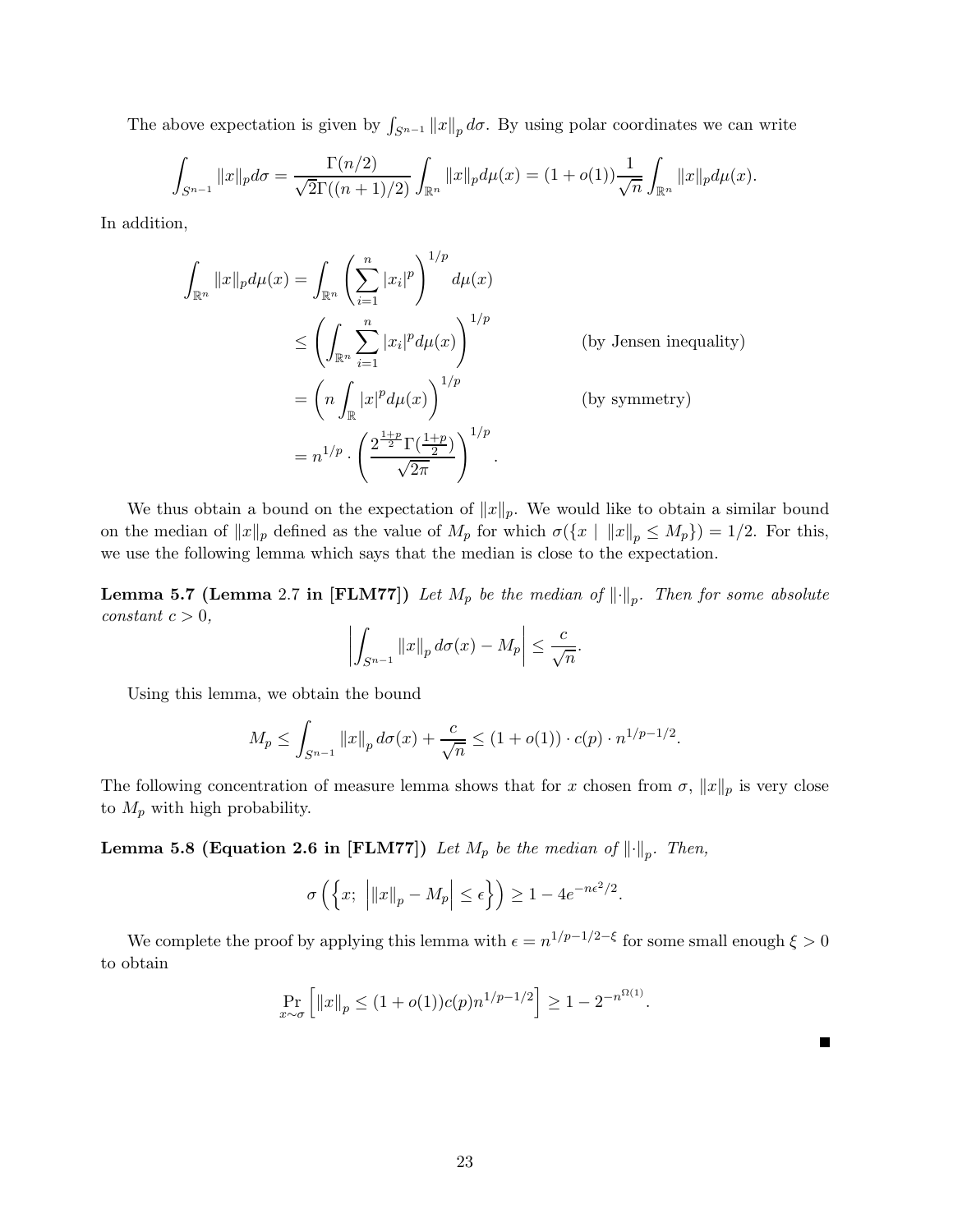The above expectation is given by $\int_{S^{n-1}} \|x\|_p \, d\sigma$. By using polar coordinates we can write

$$\int_{S^{n-1}} \|x\|_p d\sigma = \frac{\Gamma(n/2)}{\sqrt{2}\Gamma((n+1)/2)} \int_{\mathbb{R}^n} \|x\|_p d\mu(x) = (1+o(1)) \frac{1}{\sqrt{n}} \int_{\mathbb{R}^n} \|x\|_p d\mu(x).$$

In addition,

$$\begin{aligned}
\int_{\mathbb{R}^n} \|x\|_p d\mu(x) &= \int_{\mathbb{R}^n} \left( \sum_{i=1}^n |x_i|^p \right)^{1/p} d\mu(x) \\
&\leq \left( \int_{\mathbb{R}^n} \sum_{i=1}^n |x_i|^p d\mu(x) \right)^{1/p} && \text{(by Jensen inequality)} \\
&= \left( n \int_{\mathbb{R}} |x|^p d\mu(x) \right)^{1/p} && \text{(by symmetry)} \\
&= n^{1/p} \cdot \left( \frac{2^{\frac{1+p}{2}} \Gamma(\frac{1+p}{2})}{\sqrt{2\pi}} \right)^{1/p}.
\end{aligned}$$

We thus obtain a bound on the expectation of $\|x\|_p$. We would like to obtain a similar bound on the median of $\|x\|_p$ defined as the value of $M_p$ for which $\sigma(\{x \mid \|x\|_p \leq M_p\}) = 1/2$. For this, we use the following lemma which says that the median is close to the expectation.

**Lemma 5.7 (Lemma 2.7 in [FLM77])** *Let $M_p$ be the median of $\|\cdot\|_p$. Then for some absolute constant $c > 0$,*

$$\left| \int_{S^{n-1}} \|x\|_p \, d\sigma(x) - M_p \right| \leq \frac{c}{\sqrt{n}}.$$

Using this lemma, we obtain the bound

$$M_p \leq \int_{S^{n-1}} \|x\|_p \, d\sigma(x) + \frac{c}{\sqrt{n}} \leq (1+o(1)) \cdot c(p) \cdot n^{1/p-1/2}.$$

The following concentration of measure lemma shows that for $x$ chosen from $\sigma$, $\|x\|_p$ is very close to $M_p$ with high probability.

**Lemma 5.8 (Equation 2.6 in [FLM77])** *Let $M_p$ be the median of $\|\cdot\|_p$. Then,*

$$\sigma\left( \left\{ x;\ \left| \|x\|_p - M_p \right| \leq \epsilon \right\} \right) \geq 1 - 4e^{-n\epsilon^2/2}.$$

We complete the proof by applying this lemma with $\epsilon = n^{1/p-1/2-\xi}$ for some small enough $\xi > 0$ to obtain

$$\Pr_{x \sim \sigma} \left[ \|x\|_p \leq (1+o(1)) c(p) n^{1/p-1/2} \right] \geq 1 - 2^{-n^{\Omega(1)}}.$$

■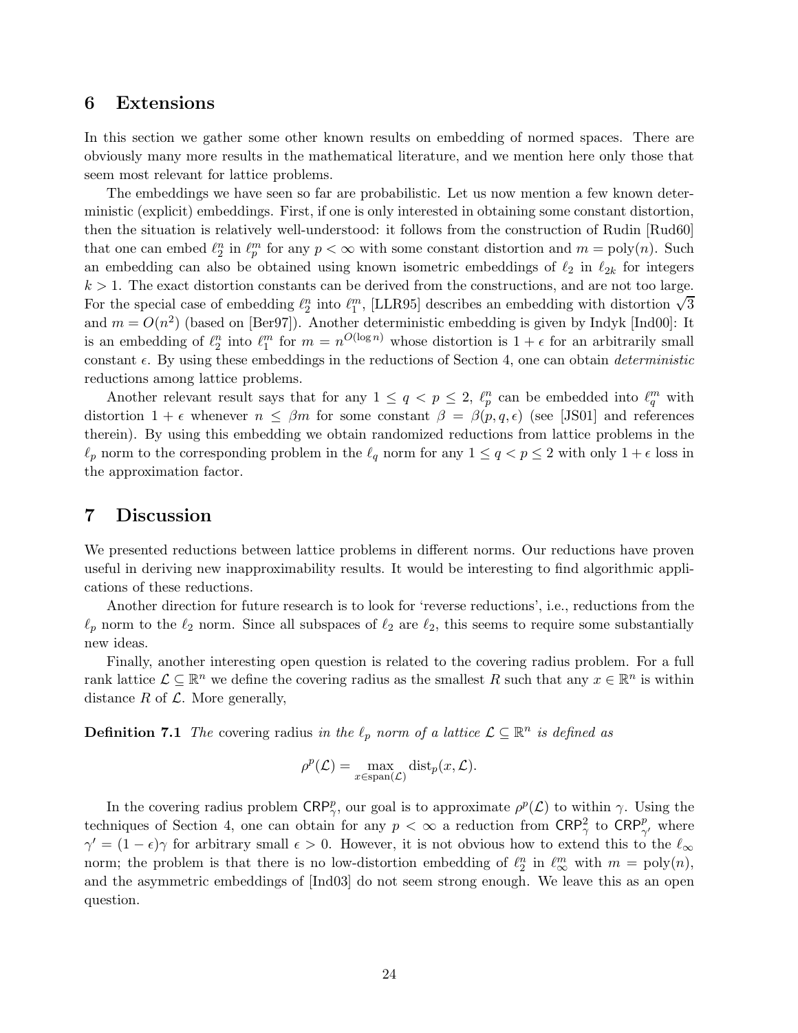## 6 Extensions

In this section we gather some other known results on embedding of normed spaces. There are obviously many more results in the mathematical literature, and we mention here only those that seem most relevant for lattice problems.

The embeddings we have seen so far are probabilistic. Let us now mention a few known deterministic (explicit) embeddings. First, if one is only interested in obtaining some constant distortion, then the situation is relatively well-understood: it follows from the construction of Rudin [Rud60] that one can embed $\ell_2^n$ in $\ell_p^m$ for any $p < \infty$ with some constant distortion and $m = \text{poly}(n)$. Such an embedding can also be obtained using known isometric embeddings of $\ell_2$ in $\ell_{2k}$ for integers $k > 1$. The exact distortion constants can be derived from the constructions, and are not too large. For the special case of embedding $\ell_2^n$ into $\ell_1^m$, [LLR95] describes an embedding with distortion $\sqrt{3}$ and $m = O(n^2)$ (based on [Ber97]). Another deterministic embedding is given by Indyk [Ind00]: It is an embedding of $\ell_2^n$ into $\ell_1^m$ for $m = n^{O(\log n)}$ whose distortion is $1 + \epsilon$ for an arbitrarily small constant $\epsilon$. By using these embeddings in the reductions of Section 4, one can obtain *deterministic* reductions among lattice problems.

Another relevant result says that for any $1 \leq q < p \leq 2$, $\ell_p^n$ can be embedded into $\ell_q^m$ with distortion $1 + \epsilon$ whenever $n \leq \beta m$ for some constant $\beta = \beta(p, q, \epsilon)$ (see [JS01] and references therein). By using this embedding we obtain randomized reductions from lattice problems in the $\ell_p$ norm to the corresponding problem in the $\ell_q$ norm for any $1 \leq q < p \leq 2$ with only $1 + \epsilon$ loss in the approximation factor.

## 7 Discussion

We presented reductions between lattice problems in different norms. Our reductions have proven useful in deriving new inapproximability results. It would be interesting to find algorithmic applications of these reductions.

Another direction for future research is to look for 'reverse reductions', i.e., reductions from the $\ell_p$ norm to the $\ell_2$ norm. Since all subspaces of $\ell_2$ are $\ell_2$, this seems to require some substantially new ideas.

Finally, another interesting open question is related to the covering radius problem. For a full rank lattice $\mathcal{L} \subseteq \mathbb{R}^n$ we define the covering radius as the smallest $R$ such that any $x \in \mathbb{R}^n$ is within distance $R$ of $\mathcal{L}$. More generally,

**Definition 7.1** *The* covering radius *in the $\ell_p$ norm of a lattice $\mathcal{L} \subseteq \mathbb{R}^n$ is defined as*

$$\rho^p(\mathcal{L}) = \max_{x \in \text{span}(\mathcal{L})} \text{dist}_p(x, \mathcal{L}).$$

In the covering radius problem $\mathsf{CRP}_\gamma^p$, our goal is to approximate $\rho^p(\mathcal{L})$ to within $\gamma$. Using the techniques of Section 4, one can obtain for any $p < \infty$ a reduction from $\mathsf{CRP}_\gamma^2$ to $\mathsf{CRP}_{\gamma'}^p$ where $\gamma' = (1 - \epsilon)\gamma$ for arbitrary small $\epsilon > 0$. However, it is not obvious how to extend this to the $\ell_\infty$ norm; the problem is that there is no low-distortion embedding of $\ell_2^n$ in $\ell_\infty^m$ with $m = \text{poly}(n)$, and the asymmetric embeddings of [Ind03] do not seem strong enough. We leave this as an open question.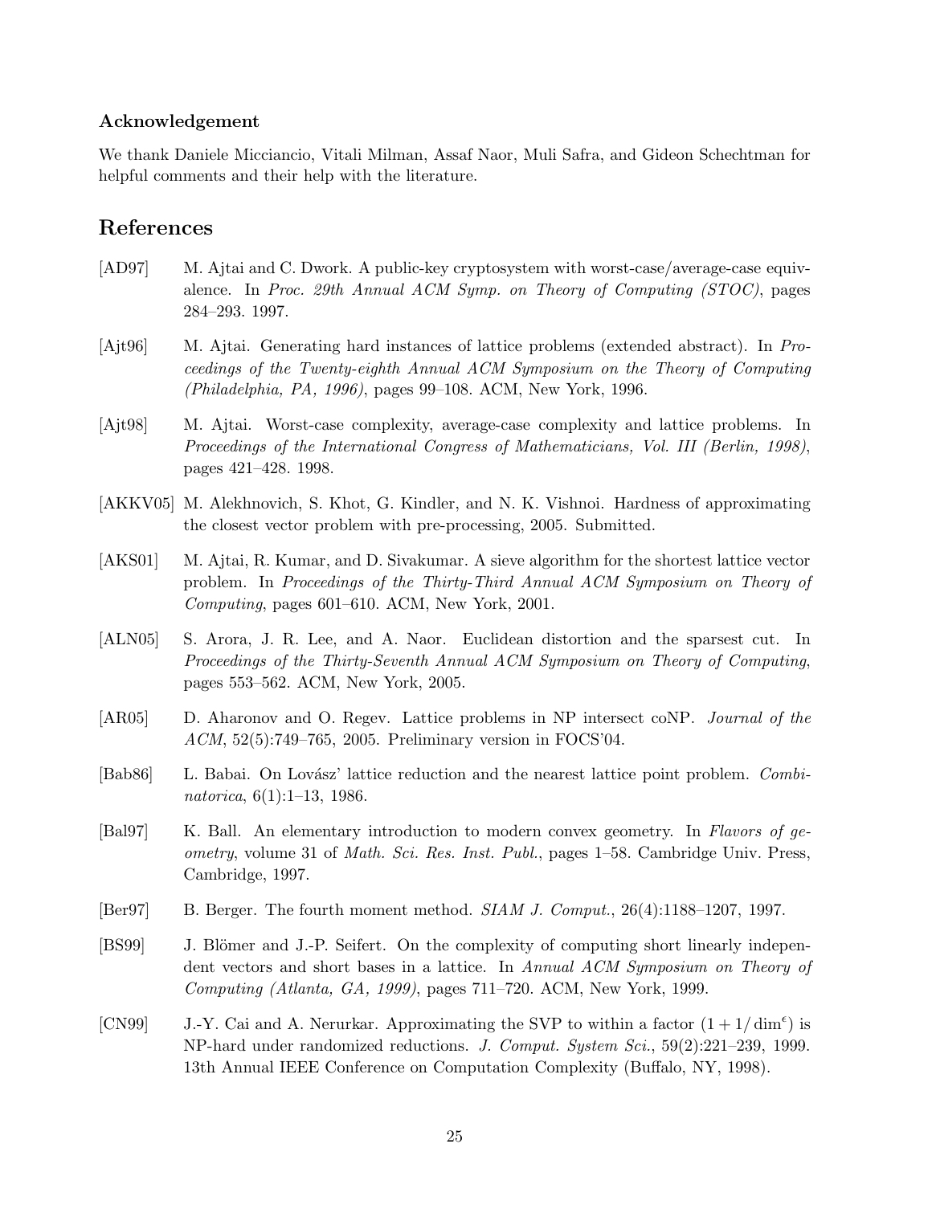### Acknowledgement

We thank Daniele Micciancio, Vitali Milman, Assaf Naor, Muli Safra, and Gideon Schechtman for helpful comments and their help with the literature.

## References

[AD97] M. Ajtai and C. Dwork. A public-key cryptosystem with worst-case/average-case equivalence. In *Proc. 29th Annual ACM Symp. on Theory of Computing (STOC)*, pages 284–293. 1997.

[Ajt96] M. Ajtai. Generating hard instances of lattice problems (extended abstract). In *Proceedings of the Twenty-eighth Annual ACM Symposium on the Theory of Computing (Philadelphia, PA, 1996)*, pages 99–108. ACM, New York, 1996.

[Ajt98] M. Ajtai. Worst-case complexity, average-case complexity and lattice problems. In *Proceedings of the International Congress of Mathematicians, Vol. III (Berlin, 1998)*, pages 421–428. 1998.

[AKKV05] M. Alekhnovich, S. Khot, G. Kindler, and N. K. Vishnoi. Hardness of approximating the closest vector problem with pre-processing, 2005. Submitted.

[AKS01] M. Ajtai, R. Kumar, and D. Sivakumar. A sieve algorithm for the shortest lattice vector problem. In *Proceedings of the Thirty-Third Annual ACM Symposium on Theory of Computing*, pages 601–610. ACM, New York, 2001.

[ALN05] S. Arora, J. R. Lee, and A. Naor. Euclidean distortion and the sparsest cut. In *Proceedings of the Thirty-Seventh Annual ACM Symposium on Theory of Computing*, pages 553–562. ACM, New York, 2005.

[AR05] D. Aharonov and O. Regev. Lattice problems in NP intersect coNP. *Journal of the ACM*, 52(5):749–765, 2005. Preliminary version in FOCS'04.

[Bab86] L. Babai. On Lovász' lattice reduction and the nearest lattice point problem. *Combinatorica*, 6(1):1–13, 1986.

[Bal97] K. Ball. An elementary introduction to modern convex geometry. In *Flavors of geometry*, volume 31 of *Math. Sci. Res. Inst. Publ.*, pages 1–58. Cambridge Univ. Press, Cambridge, 1997.

[Ber97] B. Berger. The fourth moment method. *SIAM J. Comput.*, 26(4):1188–1207, 1997.

[BS99] J. Blömer and J.-P. Seifert. On the complexity of computing short linearly independent vectors and short bases in a lattice. In *Annual ACM Symposium on Theory of Computing (Atlanta, GA, 1999)*, pages 711–720. ACM, New York, 1999.

[CN99] J.-Y. Cai and A. Nerurkar. Approximating the SVP to within a factor $(1 + 1/\dim^{\epsilon})$ is NP-hard under randomized reductions. *J. Comput. System Sci.*, 59(2):221–239, 1999. 13th Annual IEEE Conference on Computation Complexity (Buffalo, NY, 1998).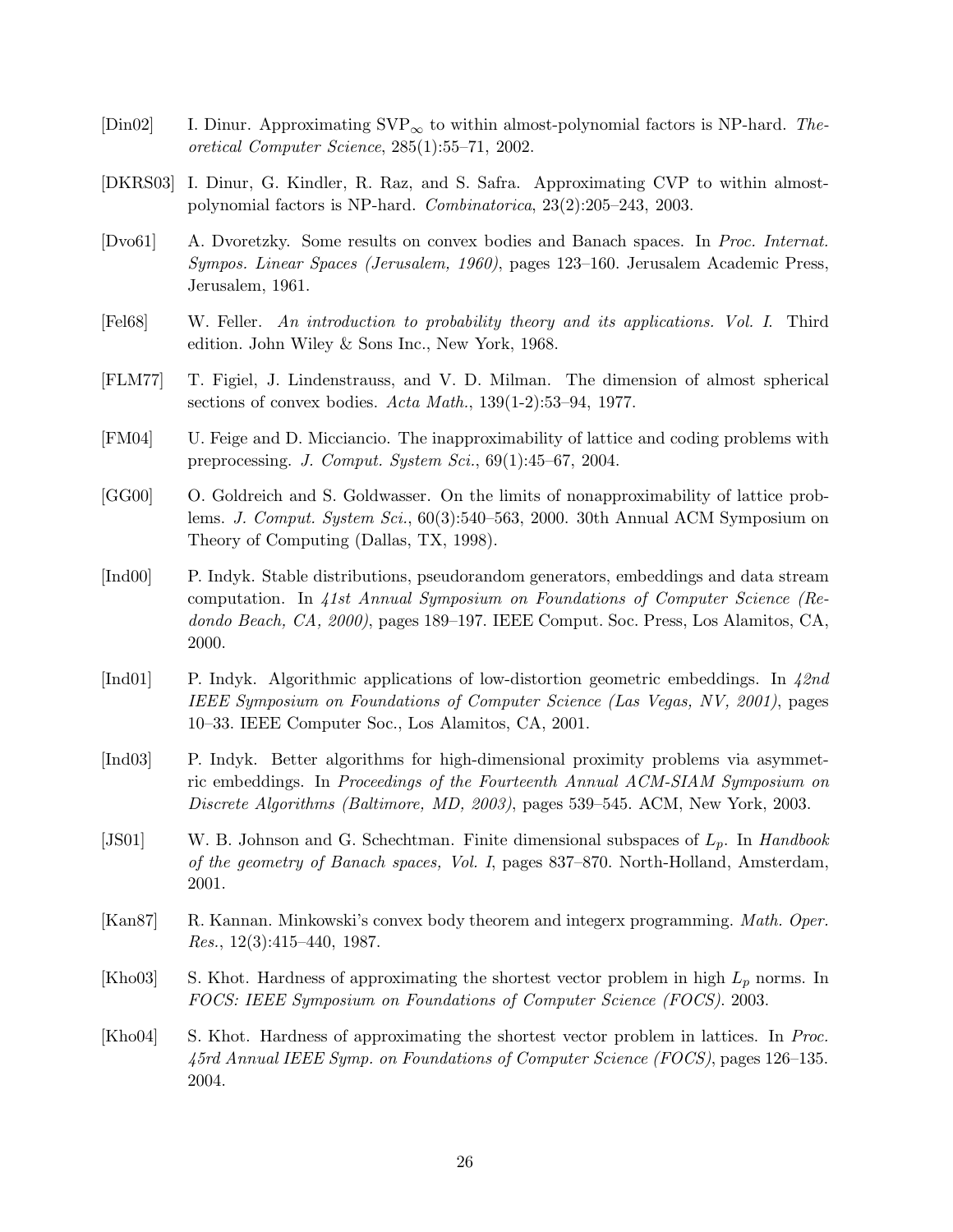[Din02] I. Dinur. Approximating $\mathrm{SVP}_\infty$ to within almost-polynomial factors is NP-hard. *Theoretical Computer Science*, 285(1):55–71, 2002.

[DKRS03] I. Dinur, G. Kindler, R. Raz, and S. Safra. Approximating CVP to within almost-polynomial factors is NP-hard. *Combinatorica*, 23(2):205–243, 2003.

[Dvo61] A. Dvoretzky. Some results on convex bodies and Banach spaces. In *Proc. Internat. Sympos. Linear Spaces (Jerusalem, 1960)*, pages 123–160. Jerusalem Academic Press, Jerusalem, 1961.

[Fel68] W. Feller. *An introduction to probability theory and its applications. Vol. I.* Third edition. John Wiley & Sons Inc., New York, 1968.

[FLM77] T. Figiel, J. Lindenstrauss, and V. D. Milman. The dimension of almost spherical sections of convex bodies. *Acta Math.*, 139(1-2):53–94, 1977.

[FM04] U. Feige and D. Micciancio. The inapproximability of lattice and coding problems with preprocessing. *J. Comput. System Sci.*, 69(1):45–67, 2004.

[GG00] O. Goldreich and S. Goldwasser. On the limits of nonapproximability of lattice problems. *J. Comput. System Sci.*, 60(3):540–563, 2000. 30th Annual ACM Symposium on Theory of Computing (Dallas, TX, 1998).

[Ind00] P. Indyk. Stable distributions, pseudorandom generators, embeddings and data stream computation. In *41st Annual Symposium on Foundations of Computer Science (Redondo Beach, CA, 2000)*, pages 189–197. IEEE Comput. Soc. Press, Los Alamitos, CA, 2000.

[Ind01] P. Indyk. Algorithmic applications of low-distortion geometric embeddings. In *42nd IEEE Symposium on Foundations of Computer Science (Las Vegas, NV, 2001)*, pages 10–33. IEEE Computer Soc., Los Alamitos, CA, 2001.

[Ind03] P. Indyk. Better algorithms for high-dimensional proximity problems via asymmetric embeddings. In *Proceedings of the Fourteenth Annual ACM-SIAM Symposium on Discrete Algorithms (Baltimore, MD, 2003)*, pages 539–545. ACM, New York, 2003.

[JS01] W. B. Johnson and G. Schechtman. Finite dimensional subspaces of $L_p$. In *Handbook of the geometry of Banach spaces, Vol. I*, pages 837–870. North-Holland, Amsterdam, 2001.

[Kan87] R. Kannan. Minkowski's convex body theorem and integerx programming. *Math. Oper. Res.*, 12(3):415–440, 1987.

[Kho03] S. Khot. Hardness of approximating the shortest vector problem in high $L_p$ norms. In *FOCS: IEEE Symposium on Foundations of Computer Science (FOCS)*. 2003.

[Kho04] S. Khot. Hardness of approximating the shortest vector problem in lattices. In *Proc. 45rd Annual IEEE Symp. on Foundations of Computer Science (FOCS)*, pages 126–135. 2004.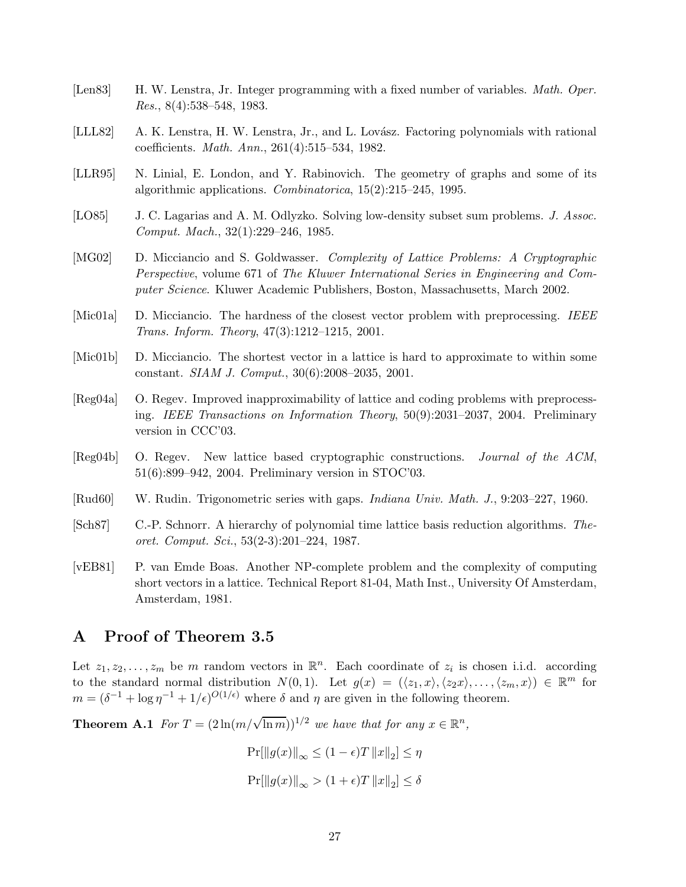[Len83] H. W. Lenstra, Jr. Integer programming with a fixed number of variables. *Math. Oper. Res.*, 8(4):538–548, 1983.

[LLL82] A. K. Lenstra, H. W. Lenstra, Jr., and L. Lovász. Factoring polynomials with rational coefficients. *Math. Ann.*, 261(4):515–534, 1982.

[LLR95] N. Linial, E. London, and Y. Rabinovich. The geometry of graphs and some of its algorithmic applications. *Combinatorica*, 15(2):215–245, 1995.

[LO85] J. C. Lagarias and A. M. Odlyzko. Solving low-density subset sum problems. *J. Assoc. Comput. Mach.*, 32(1):229–246, 1985.

[MG02] D. Micciancio and S. Goldwasser. *Complexity of Lattice Problems: A Cryptographic Perspective*, volume 671 of *The Kluwer International Series in Engineering and Computer Science*. Kluwer Academic Publishers, Boston, Massachusetts, March 2002.

[Mic01a] D. Micciancio. The hardness of the closest vector problem with preprocessing. *IEEE Trans. Inform. Theory*, 47(3):1212–1215, 2001.

[Mic01b] D. Micciancio. The shortest vector in a lattice is hard to approximate to within some constant. *SIAM J. Comput.*, 30(6):2008–2035, 2001.

[Reg04a] O. Regev. Improved inapproximability of lattice and coding problems with preprocessing. *IEEE Transactions on Information Theory*, 50(9):2031–2037, 2004. Preliminary version in CCC'03.

[Reg04b] O. Regev. New lattice based cryptographic constructions. *Journal of the ACM*, 51(6):899–942, 2004. Preliminary version in STOC'03.

[Rud60] W. Rudin. Trigonometric series with gaps. *Indiana Univ. Math. J.*, 9:203–227, 1960.

[Sch87] C.-P. Schnorr. A hierarchy of polynomial time lattice basis reduction algorithms. *Theoret. Comput. Sci.*, 53(2-3):201–224, 1987.

[vEB81] P. van Emde Boas. Another NP-complete problem and the complexity of computing short vectors in a lattice. Technical Report 81-04, Math Inst., University Of Amsterdam, Amsterdam, 1981.

# A Proof of Theorem 3.5

Let $z_1, z_2, \ldots, z_m$ be $m$ random vectors in $\mathbb{R}^n$. Each coordinate of $z_i$ is chosen i.i.d. according to the standard normal distribution $N(0, 1)$. Let $g(x) = (\langle z_1, x\rangle, \langle z_2 x\rangle, \ldots, \langle z_m, x\rangle) \in \mathbb{R}^m$ for $m = (\delta^{-1} + \log \eta^{-1} + 1/\epsilon)^{O(1/\epsilon)}$ where $\delta$ and $\eta$ are given in the following theorem.

**Theorem A.1** *For $T = (2\ln(m/\sqrt{\ln m}))^{1/2}$ we have that for any $x \in \mathbb{R}^n$,*

$$\Pr[\|g(x)\|_\infty \le (1-\epsilon)T \|x\|_2] \le \eta$$

$$\Pr[\|g(x)\|_\infty > (1+\epsilon)T \|x\|_2] \le \delta$$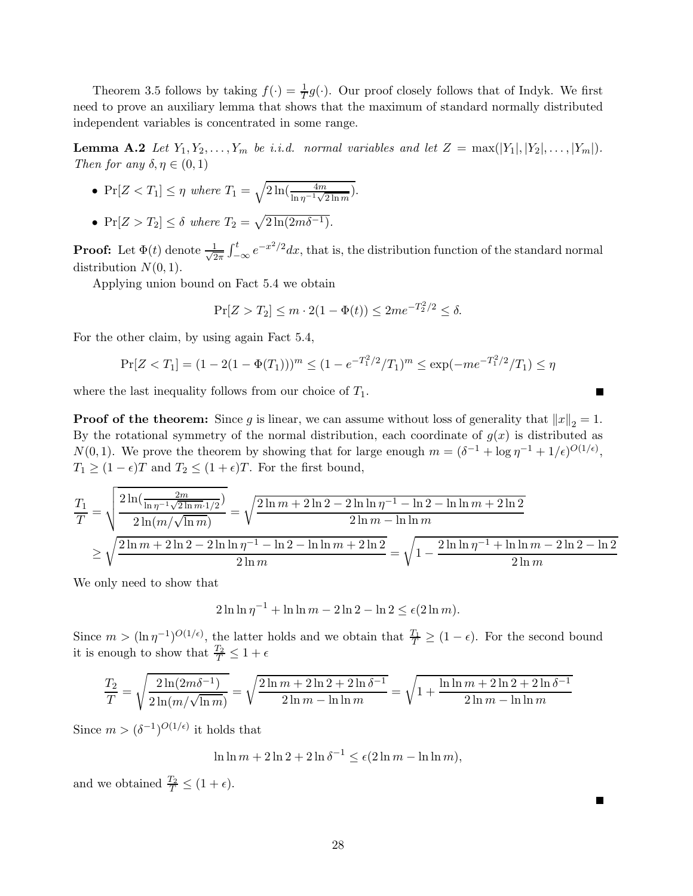Theorem 3.5 follows by taking $f(\cdot) = \frac{1}{T}g(\cdot)$. Our proof closely follows that of Indyk. We first need to prove an auxiliary lemma that shows that the maximum of standard normally distributed independent variables is concentrated in some range.

**Lemma A.2** *Let $Y_1, Y_2, \ldots, Y_m$ be i.i.d. normal variables and let $Z = \max(|Y_1|, |Y_2|, \ldots, |Y_m|)$. Then for any $\delta, \eta \in (0,1)$*

- $\Pr[Z < T_1] \leq \eta$ *where* $T_1 = \sqrt{2\ln(\frac{4m}{\ln \eta^{-1}\sqrt{2\ln m}})}$.
- $\Pr[Z > T_2] \leq \delta$ *where* $T_2 = \sqrt{2\ln(2m\delta^{-1})}$.

**Proof:** Let $\Phi(t)$ denote $\frac{1}{\sqrt{2\pi}}\int_{-\infty}^{t} e^{-x^2/2}dx$, that is, the distribution function of the standard normal distribution $N(0,1)$.

Applying union bound on Fact 5.4 we obtain

$$\Pr[Z > T_2] \leq m \cdot 2(1 - \Phi(t)) \leq 2me^{-T_2^2/2} \leq \delta.$$

For the other claim, by using again Fact 5.4,

$$\Pr[Z < T_1] = (1 - 2(1 - \Phi(T_1)))^m \leq (1 - e^{-T_1^2/2}/T_1)^m \leq \exp(-me^{-T_1^2/2}/T_1) \leq \eta$$

where the last inequality follows from our choice of $T_1$. ■

**Proof of the theorem:** Since $g$ is linear, we can assume without loss of generality that $\|x\|_2 = 1$. By the rotational symmetry of the normal distribution, each coordinate of $g(x)$ is distributed as $N(0,1)$. We prove the theorem by showing that for large enough $m = (\delta^{-1} + \log \eta^{-1} + 1/\epsilon)^{O(1/\epsilon)}$, $T_1 \geq (1-\epsilon)T$ and $T_2 \leq (1+\epsilon)T$. For the first bound,

$$\begin{aligned}
\frac{T_1}{T} &= \sqrt{\frac{2\ln(\frac{2m}{\ln \eta^{-1}\sqrt{2\ln m}\cdot 1/2})}{2\ln(m/\sqrt{\ln m})}} = \sqrt{\frac{2\ln m + 2\ln 2 - 2\ln\ln\eta^{-1} - \ln 2 - \ln\ln m + 2\ln 2}{2\ln m - \ln\ln m}} \\
&\geq \sqrt{\frac{2\ln m + 2\ln 2 - 2\ln\ln\eta^{-1} - \ln 2 - \ln\ln m + 2\ln 2}{2\ln m}} = \sqrt{1 - \frac{2\ln\ln\eta^{-1} + \ln\ln m - 2\ln 2 - \ln 2}{2\ln m}}
\end{aligned}$$

We only need to show that

$$2\ln\ln\eta^{-1} + \ln\ln m - 2\ln 2 - \ln 2 \leq \epsilon(2\ln m).$$

Since $m > (\ln \eta^{-1})^{O(1/\epsilon)}$, the latter holds and we obtain that $\frac{T_1}{T} \geq (1-\epsilon)$. For the second bound it is enough to show that $\frac{T_2}{T} \leq 1 + \epsilon$

$$\frac{T_2}{T} = \sqrt{\frac{2\ln(2m\delta^{-1})}{2\ln(m/\sqrt{\ln m})}} = \sqrt{\frac{2\ln m + 2\ln 2 + 2\ln\delta^{-1}}{2\ln m - \ln\ln m}} = \sqrt{1 + \frac{\ln\ln m + 2\ln 2 + 2\ln\delta^{-1}}{2\ln m - \ln\ln m}}$$

Since $m > (\delta^{-1})^{O(1/\epsilon)}$ it holds that

$$\ln\ln m + 2\ln 2 + 2\ln\delta^{-1} \leq \epsilon(2\ln m - \ln\ln m),$$

and we obtained $\frac{T_2}{T} \leq (1+\epsilon)$.

■